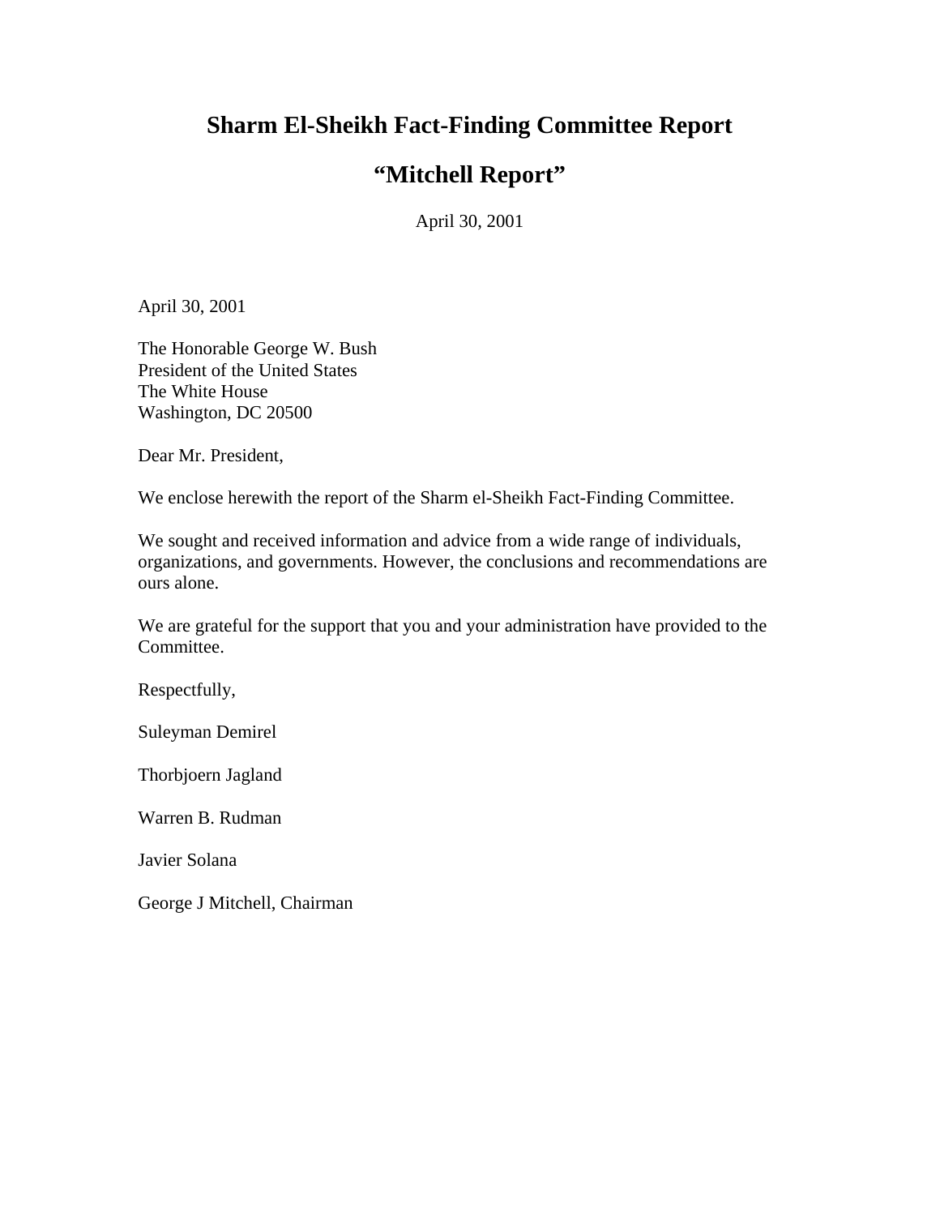# Sharm El-Sheikh Fact-Finding Committee Report

# "Mitchell Report"

April 30, 2001

April 30, 2001

The Honorable George W. Bush
President of the United States
The White House
Washington, DC 20500

Dear Mr. President,

We enclose herewith the report of the Sharm el-Sheikh Fact-Finding Committee.

We sought and received information and advice from a wide range of individuals, organizations, and governments. However, the conclusions and recommendations are ours alone.

We are grateful for the support that you and your administration have provided to the Committee.

Respectfully,

Suleyman Demirel

Thorbjoern Jagland

Warren B. Rudman

Javier Solana

George J Mitchell, Chairman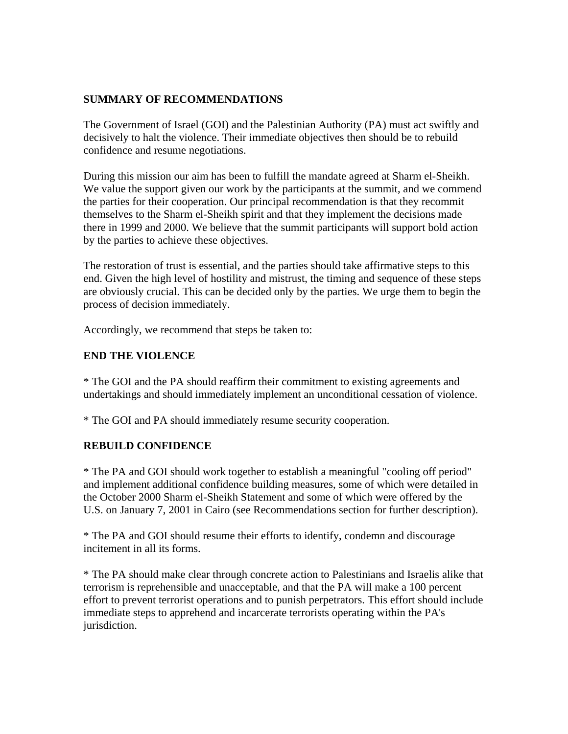**SUMMARY OF RECOMMENDATIONS**

The Government of Israel (GOI) and the Palestinian Authority (PA) must act swiftly and decisively to halt the violence. Their immediate objectives then should be to rebuild confidence and resume negotiations.

During this mission our aim has been to fulfill the mandate agreed at Sharm el-Sheikh. We value the support given our work by the participants at the summit, and we commend the parties for their cooperation. Our principal recommendation is that they recommit themselves to the Sharm el-Sheikh spirit and that they implement the decisions made there in 1999 and 2000. We believe that the summit participants will support bold action by the parties to achieve these objectives.

The restoration of trust is essential, and the parties should take affirmative steps to this end. Given the high level of hostility and mistrust, the timing and sequence of these steps are obviously crucial. This can be decided only by the parties. We urge them to begin the process of decision immediately.

Accordingly, we recommend that steps be taken to:

**END THE VIOLENCE**

* The GOI and the PA should reaffirm their commitment to existing agreements and undertakings and should immediately implement an unconditional cessation of violence.

* The GOI and PA should immediately resume security cooperation.

**REBUILD CONFIDENCE**

* The PA and GOI should work together to establish a meaningful "cooling off period" and implement additional confidence building measures, some of which were detailed in the October 2000 Sharm el-Sheikh Statement and some of which were offered by the U.S. on January 7, 2001 in Cairo (see Recommendations section for further description).

* The PA and GOI should resume their efforts to identify, condemn and discourage incitement in all its forms.

* The PA should make clear through concrete action to Palestinians and Israelis alike that terrorism is reprehensible and unacceptable, and that the PA will make a 100 percent effort to prevent terrorist operations and to punish perpetrators. This effort should include immediate steps to apprehend and incarcerate terrorists operating within the PA's jurisdiction.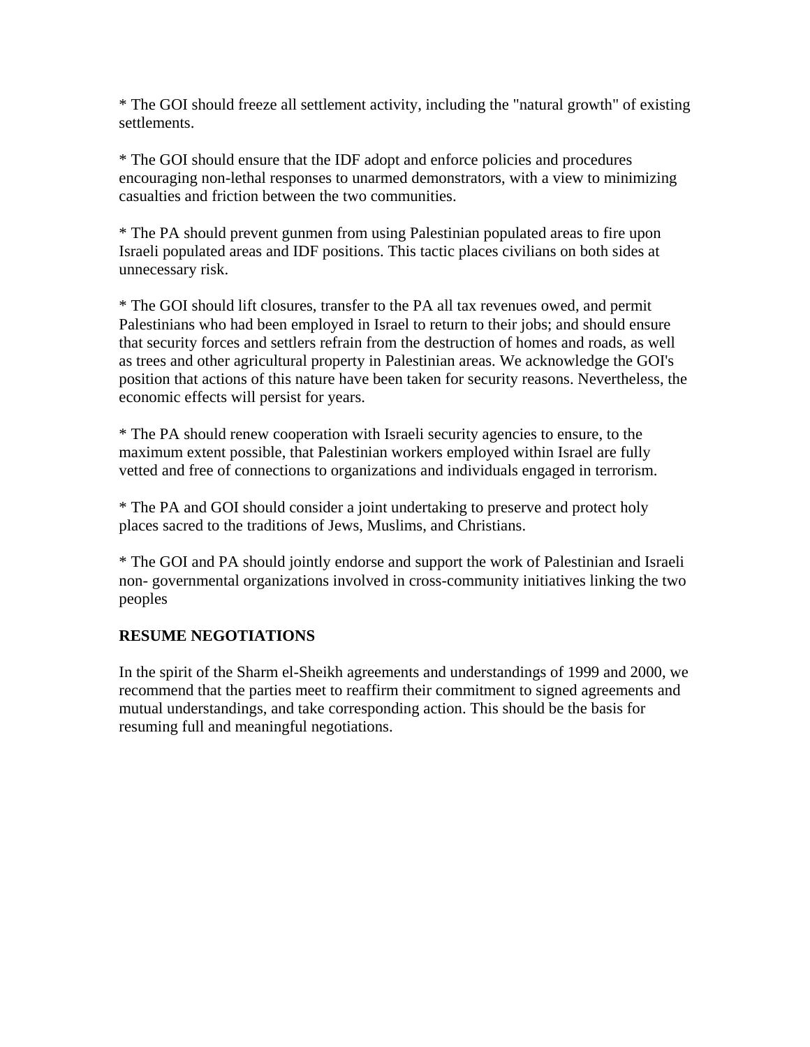* The GOI should freeze all settlement activity, including the "natural growth" of existing settlements.

* The GOI should ensure that the IDF adopt and enforce policies and procedures encouraging non-lethal responses to unarmed demonstrators, with a view to minimizing casualties and friction between the two communities.

* The PA should prevent gunmen from using Palestinian populated areas to fire upon Israeli populated areas and IDF positions. This tactic places civilians on both sides at unnecessary risk.

* The GOI should lift closures, transfer to the PA all tax revenues owed, and permit Palestinians who had been employed in Israel to return to their jobs; and should ensure that security forces and settlers refrain from the destruction of homes and roads, as well as trees and other agricultural property in Palestinian areas. We acknowledge the GOI's position that actions of this nature have been taken for security reasons. Nevertheless, the economic effects will persist for years.

* The PA should renew cooperation with Israeli security agencies to ensure, to the maximum extent possible, that Palestinian workers employed within Israel are fully vetted and free of connections to organizations and individuals engaged in terrorism.

* The PA and GOI should consider a joint undertaking to preserve and protect holy places sacred to the traditions of Jews, Muslims, and Christians.

* The GOI and PA should jointly endorse and support the work of Palestinian and Israeli non- governmental organizations involved in cross-community initiatives linking the two peoples

**RESUME NEGOTIATIONS**

In the spirit of the Sharm el-Sheikh agreements and understandings of 1999 and 2000, we recommend that the parties meet to reaffirm their commitment to signed agreements and mutual understandings, and take corresponding action. This should be the basis for resuming full and meaningful negotiations.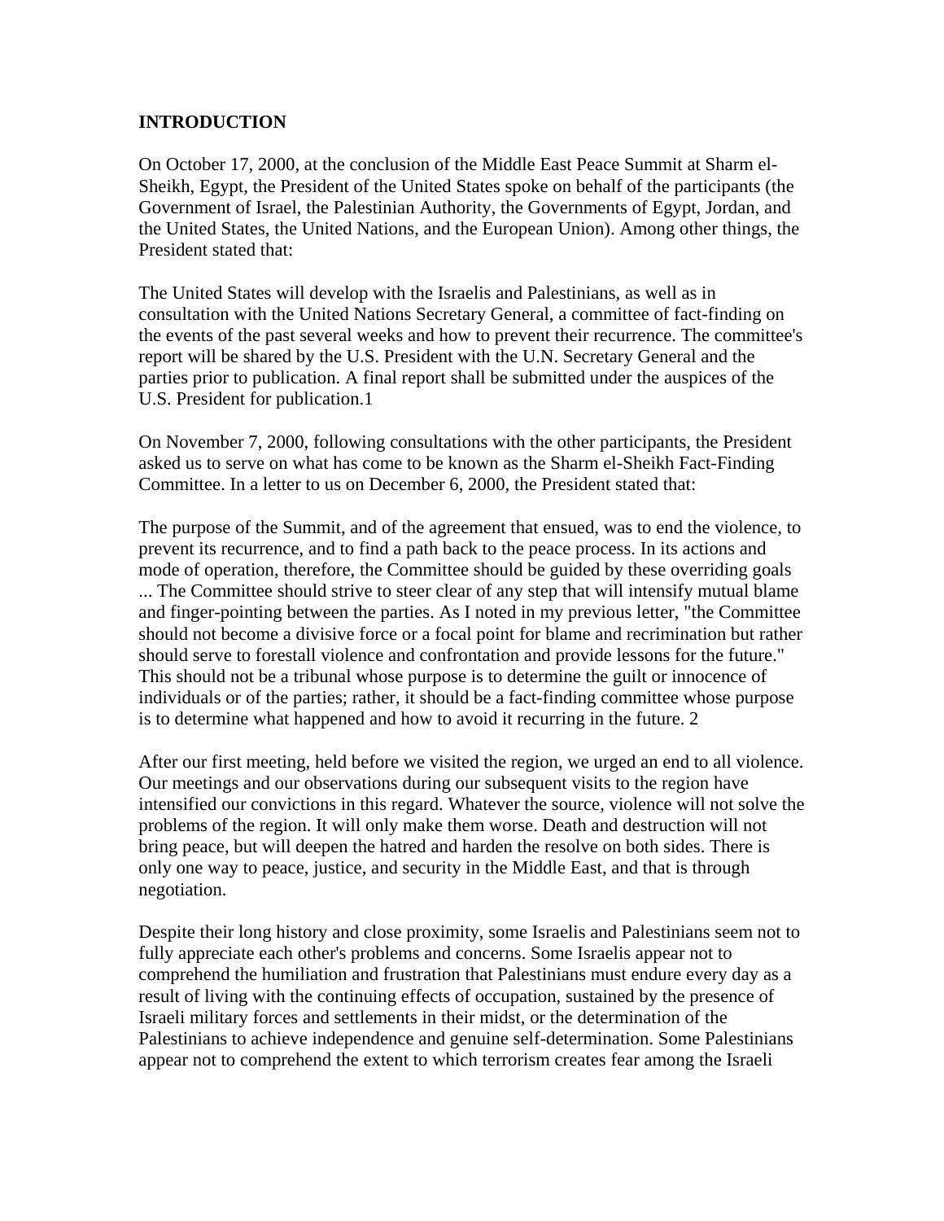## INTRODUCTION

On October 17, 2000, at the conclusion of the Middle East Peace Summit at Sharm el-Sheikh, Egypt, the President of the United States spoke on behalf of the participants (the Government of Israel, the Palestinian Authority, the Governments of Egypt, Jordan, and the United States, the United Nations, and the European Union). Among other things, the President stated that:

The United States will develop with the Israelis and Palestinians, as well as in consultation with the United Nations Secretary General, a committee of fact-finding on the events of the past several weeks and how to prevent their recurrence. The committee's report will be shared by the U.S. President with the U.N. Secretary General and the parties prior to publication. A final report shall be submitted under the auspices of the U.S. President for publication.[1]

On November 7, 2000, following consultations with the other participants, the President asked us to serve on what has come to be known as the Sharm el-Sheikh Fact-Finding Committee. In a letter to us on December 6, 2000, the President stated that:

The purpose of the Summit, and of the agreement that ensued, was to end the violence, to prevent its recurrence, and to find a path back to the peace process. In its actions and mode of operation, therefore, the Committee should be guided by these overriding goals ... The Committee should strive to steer clear of any step that will intensify mutual blame and finger-pointing between the parties. As I noted in my previous letter, "the Committee should not become a divisive force or a focal point for blame and recrimination but rather should serve to forestall violence and confrontation and provide lessons for the future." This should not be a tribunal whose purpose is to determine the guilt or innocence of individuals or of the parties; rather, it should be a fact-finding committee whose purpose is to determine what happened and how to avoid it recurring in the future.[2]

After our first meeting, held before we visited the region, we urged an end to all violence. Our meetings and our observations during our subsequent visits to the region have intensified our convictions in this regard. Whatever the source, violence will not solve the problems of the region. It will only make them worse. Death and destruction will not bring peace, but will deepen the hatred and harden the resolve on both sides. There is only one way to peace, justice, and security in the Middle East, and that is through negotiation.

Despite their long history and close proximity, some Israelis and Palestinians seem not to fully appreciate each other's problems and concerns. Some Israelis appear not to comprehend the humiliation and frustration that Palestinians must endure every day as a result of living with the continuing effects of occupation, sustained by the presence of Israeli military forces and settlements in their midst, or the determination of the Palestinians to achieve independence and genuine self-determination. Some Palestinians appear not to comprehend the extent to which terrorism creates fear among the Israeli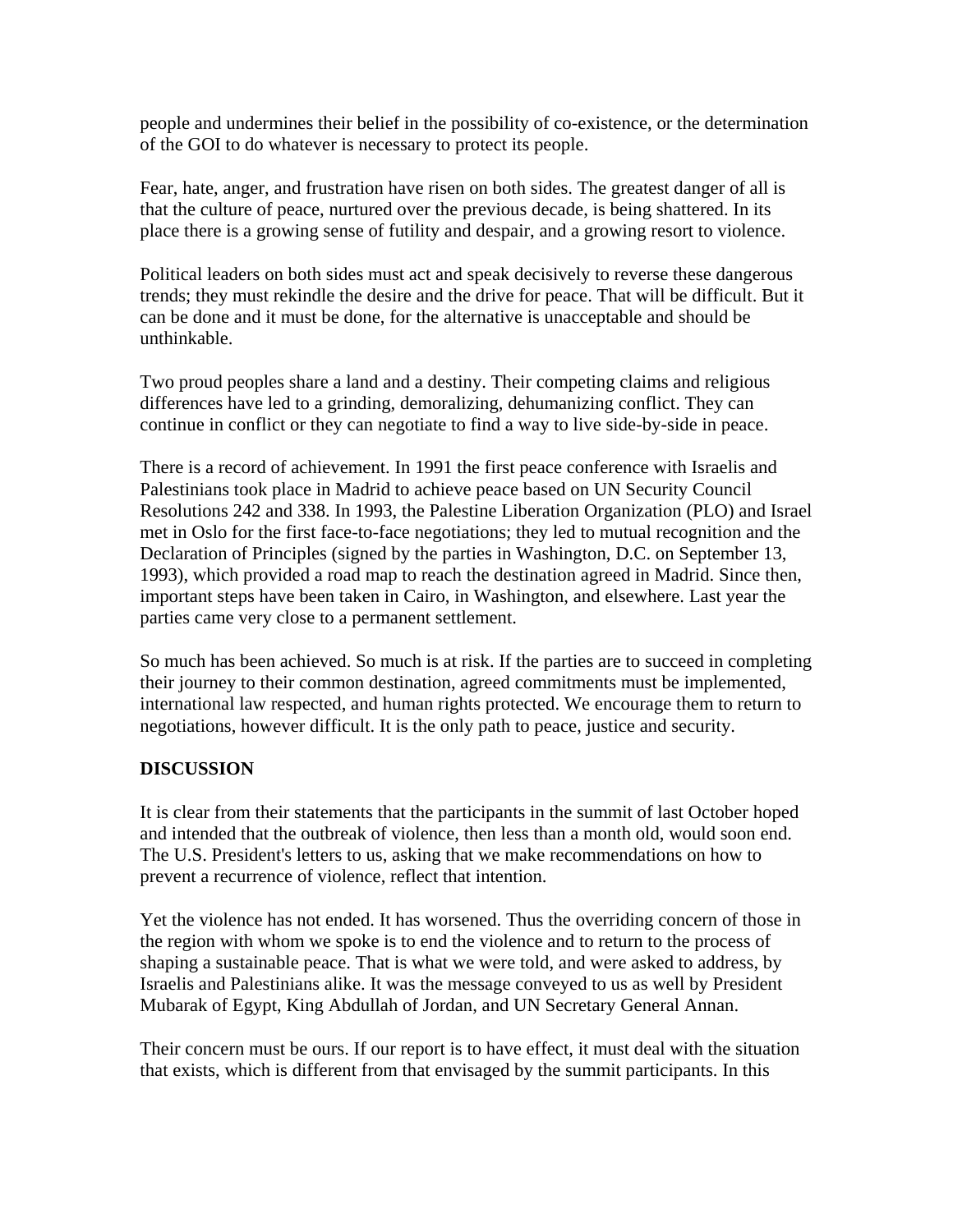people and undermines their belief in the possibility of co-existence, or the determination of the GOI to do whatever is necessary to protect its people.

Fear, hate, anger, and frustration have risen on both sides. The greatest danger of all is that the culture of peace, nurtured over the previous decade, is being shattered. In its place there is a growing sense of futility and despair, and a growing resort to violence.

Political leaders on both sides must act and speak decisively to reverse these dangerous trends; they must rekindle the desire and the drive for peace. That will be difficult. But it can be done and it must be done, for the alternative is unacceptable and should be unthinkable.

Two proud peoples share a land and a destiny. Their competing claims and religious differences have led to a grinding, demoralizing, dehumanizing conflict. They can continue in conflict or they can negotiate to find a way to live side-by-side in peace.

There is a record of achievement. In 1991 the first peace conference with Israelis and Palestinians took place in Madrid to achieve peace based on UN Security Council Resolutions 242 and 338. In 1993, the Palestine Liberation Organization (PLO) and Israel met in Oslo for the first face-to-face negotiations; they led to mutual recognition and the Declaration of Principles (signed by the parties in Washington, D.C. on September 13, 1993), which provided a road map to reach the destination agreed in Madrid. Since then, important steps have been taken in Cairo, in Washington, and elsewhere. Last year the parties came very close to a permanent settlement.

So much has been achieved. So much is at risk. If the parties are to succeed in completing their journey to their common destination, agreed commitments must be implemented, international law respected, and human rights protected. We encourage them to return to negotiations, however difficult. It is the only path to peace, justice and security.

## DISCUSSION

It is clear from their statements that the participants in the summit of last October hoped and intended that the outbreak of violence, then less than a month old, would soon end. The U.S. President's letters to us, asking that we make recommendations on how to prevent a recurrence of violence, reflect that intention.

Yet the violence has not ended. It has worsened. Thus the overriding concern of those in the region with whom we spoke is to end the violence and to return to the process of shaping a sustainable peace. That is what we were told, and were asked to address, by Israelis and Palestinians alike. It was the message conveyed to us as well by President Mubarak of Egypt, King Abdullah of Jordan, and UN Secretary General Annan.

Their concern must be ours. If our report is to have effect, it must deal with the situation that exists, which is different from that envisaged by the summit participants. In this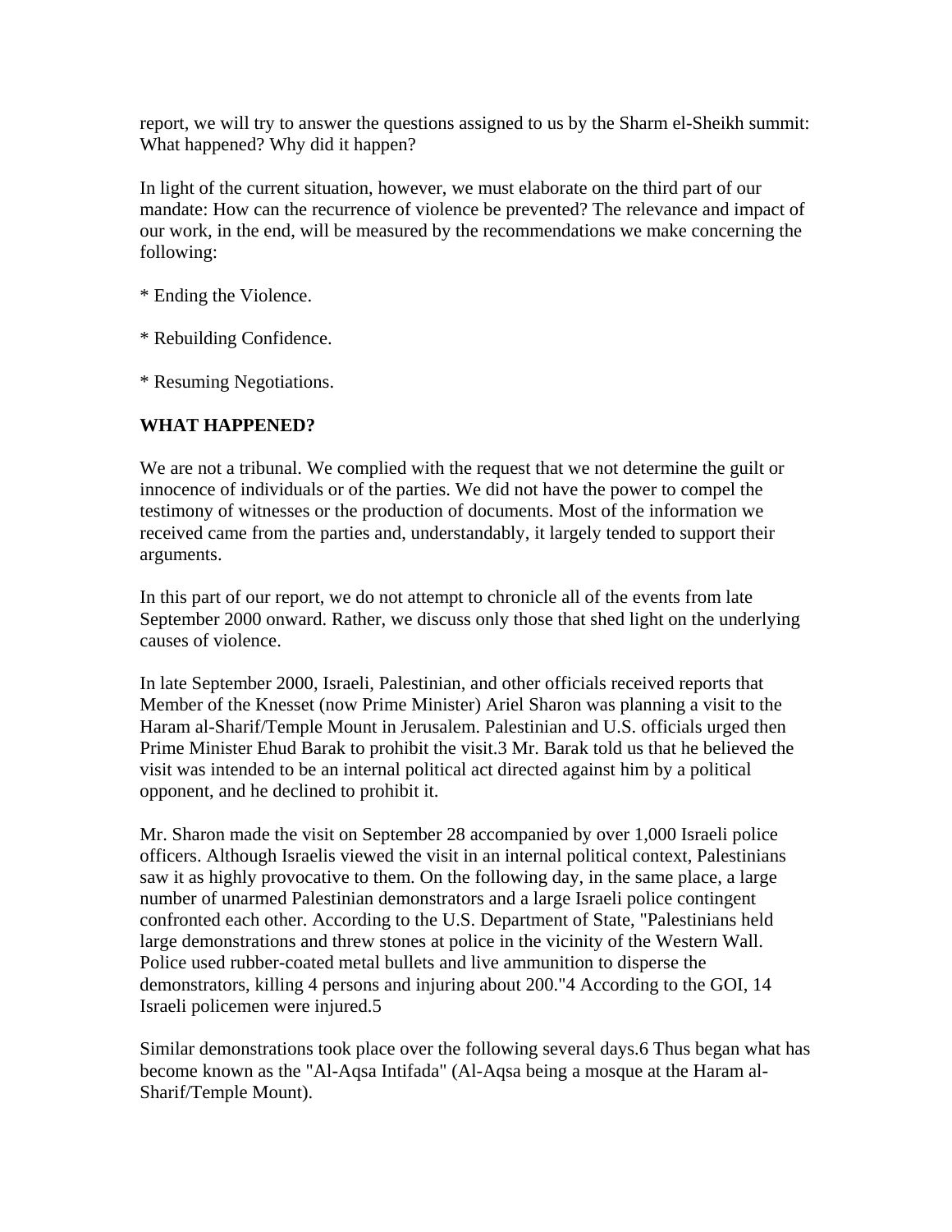report, we will try to answer the questions assigned to us by the Sharm el-Sheikh summit: What happened? Why did it happen?

In light of the current situation, however, we must elaborate on the third part of our mandate: How can the recurrence of violence be prevented? The relevance and impact of our work, in the end, will be measured by the recommendations we make concerning the following:

* Ending the Violence.

* Rebuilding Confidence.

* Resuming Negotiations.

**WHAT HAPPENED?**

We are not a tribunal. We complied with the request that we not determine the guilt or innocence of individuals or of the parties. We did not have the power to compel the testimony of witnesses or the production of documents. Most of the information we received came from the parties and, understandably, it largely tended to support their arguments.

In this part of our report, we do not attempt to chronicle all of the events from late September 2000 onward. Rather, we discuss only those that shed light on the underlying causes of violence.

In late September 2000, Israeli, Palestinian, and other officials received reports that Member of the Knesset (now Prime Minister) Ariel Sharon was planning a visit to the Haram al-Sharif/Temple Mount in Jerusalem. Palestinian and U.S. officials urged then Prime Minister Ehud Barak to prohibit the visit.[3] Mr. Barak told us that he believed the visit was intended to be an internal political act directed against him by a political opponent, and he declined to prohibit it.

Mr. Sharon made the visit on September 28 accompanied by over 1,000 Israeli police officers. Although Israelis viewed the visit in an internal political context, Palestinians saw it as highly provocative to them. On the following day, in the same place, a large number of unarmed Palestinian demonstrators and a large Israeli police contingent confronted each other. According to the U.S. Department of State, "Palestinians held large demonstrations and threw stones at police in the vicinity of the Western Wall. Police used rubber-coated metal bullets and live ammunition to disperse the demonstrators, killing 4 persons and injuring about 200."[4] According to the GOI, 14 Israeli policemen were injured.[5]

Similar demonstrations took place over the following several days.[6] Thus began what has become known as the "Al-Aqsa Intifada" (Al-Aqsa being a mosque at the Haram al-Sharif/Temple Mount).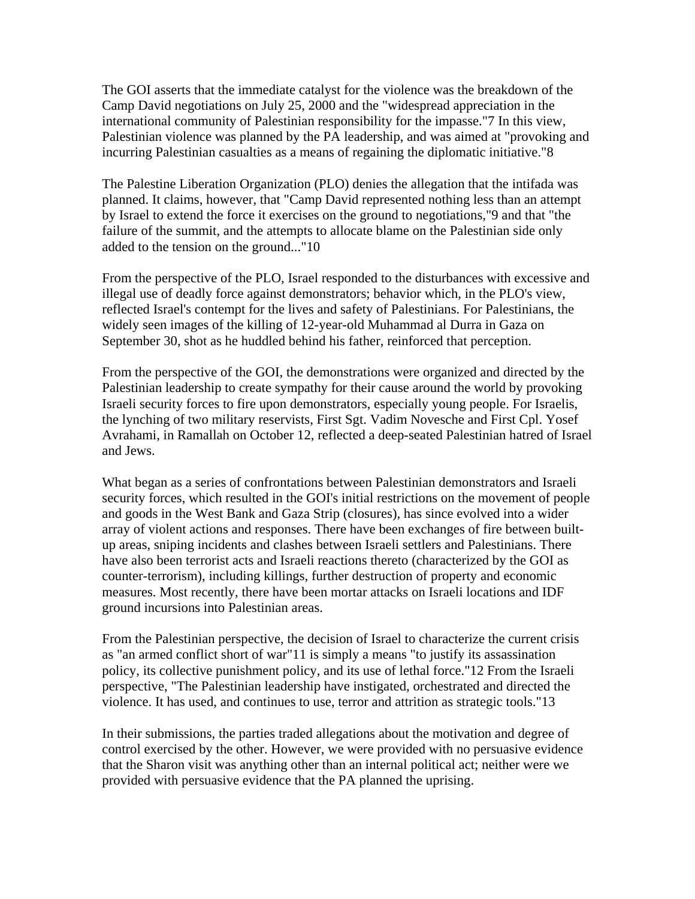The GOI asserts that the immediate catalyst for the violence was the breakdown of the Camp David negotiations on July 25, 2000 and the "widespread appreciation in the international community of Palestinian responsibility for the impasse."[7] In this view, Palestinian violence was planned by the PA leadership, and was aimed at "provoking and incurring Palestinian casualties as a means of regaining the diplomatic initiative."[8]

The Palestine Liberation Organization (PLO) denies the allegation that the intifada was planned. It claims, however, that "Camp David represented nothing less than an attempt by Israel to extend the force it exercises on the ground to negotiations,"[9] and that "the failure of the summit, and the attempts to allocate blame on the Palestinian side only added to the tension on the ground..."[10]

From the perspective of the PLO, Israel responded to the disturbances with excessive and illegal use of deadly force against demonstrators; behavior which, in the PLO's view, reflected Israel's contempt for the lives and safety of Palestinians. For Palestinians, the widely seen images of the killing of 12-year-old Muhammad al Durra in Gaza on September 30, shot as he huddled behind his father, reinforced that perception.

From the perspective of the GOI, the demonstrations were organized and directed by the Palestinian leadership to create sympathy for their cause around the world by provoking Israeli security forces to fire upon demonstrators, especially young people. For Israelis, the lynching of two military reservists, First Sgt. Vadim Novesche and First Cpl. Yosef Avrahami, in Ramallah on October 12, reflected a deep-seated Palestinian hatred of Israel and Jews.

What began as a series of confrontations between Palestinian demonstrators and Israeli security forces, which resulted in the GOI's initial restrictions on the movement of people and goods in the West Bank and Gaza Strip (closures), has since evolved into a wider array of violent actions and responses. There have been exchanges of fire between built-up areas, sniping incidents and clashes between Israeli settlers and Palestinians. There have also been terrorist acts and Israeli reactions thereto (characterized by the GOI as counter-terrorism), including killings, further destruction of property and economic measures. Most recently, there have been mortar attacks on Israeli locations and IDF ground incursions into Palestinian areas.

From the Palestinian perspective, the decision of Israel to characterize the current crisis as "an armed conflict short of war"[11] is simply a means "to justify its assassination policy, its collective punishment policy, and its use of lethal force."[12] From the Israeli perspective, "The Palestinian leadership have instigated, orchestrated and directed the violence. It has used, and continues to use, terror and attrition as strategic tools."[13]

In their submissions, the parties traded allegations about the motivation and degree of control exercised by the other. However, we were provided with no persuasive evidence that the Sharon visit was anything other than an internal political act; neither were we provided with persuasive evidence that the PA planned the uprising.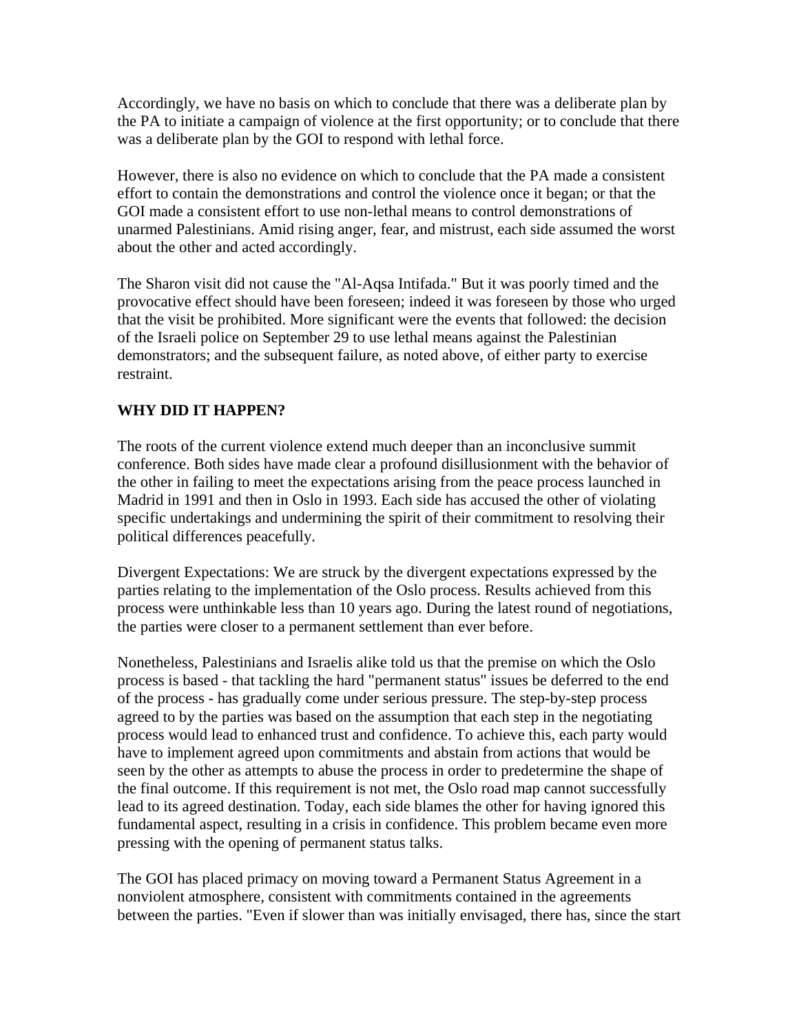Accordingly, we have no basis on which to conclude that there was a deliberate plan by the PA to initiate a campaign of violence at the first opportunity; or to conclude that there was a deliberate plan by the GOI to respond with lethal force.

However, there is also no evidence on which to conclude that the PA made a consistent effort to contain the demonstrations and control the violence once it began; or that the GOI made a consistent effort to use non-lethal means to control demonstrations of unarmed Palestinians. Amid rising anger, fear, and mistrust, each side assumed the worst about the other and acted accordingly.

The Sharon visit did not cause the "Al-Aqsa Intifada." But it was poorly timed and the provocative effect should have been foreseen; indeed it was foreseen by those who urged that the visit be prohibited. More significant were the events that followed: the decision of the Israeli police on September 29 to use lethal means against the Palestinian demonstrators; and the subsequent failure, as noted above, of either party to exercise restraint.

**WHY DID IT HAPPEN?**

The roots of the current violence extend much deeper than an inconclusive summit conference. Both sides have made clear a profound disillusionment with the behavior of the other in failing to meet the expectations arising from the peace process launched in Madrid in 1991 and then in Oslo in 1993. Each side has accused the other of violating specific undertakings and undermining the spirit of their commitment to resolving their political differences peacefully.

Divergent Expectations: We are struck by the divergent expectations expressed by the parties relating to the implementation of the Oslo process. Results achieved from this process were unthinkable less than 10 years ago. During the latest round of negotiations, the parties were closer to a permanent settlement than ever before.

Nonetheless, Palestinians and Israelis alike told us that the premise on which the Oslo process is based - that tackling the hard "permanent status" issues be deferred to the end of the process - has gradually come under serious pressure. The step-by-step process agreed to by the parties was based on the assumption that each step in the negotiating process would lead to enhanced trust and confidence. To achieve this, each party would have to implement agreed upon commitments and abstain from actions that would be seen by the other as attempts to abuse the process in order to predetermine the shape of the final outcome. If this requirement is not met, the Oslo road map cannot successfully lead to its agreed destination. Today, each side blames the other for having ignored this fundamental aspect, resulting in a crisis in confidence. This problem became even more pressing with the opening of permanent status talks.

The GOI has placed primacy on moving toward a Permanent Status Agreement in a nonviolent atmosphere, consistent with commitments contained in the agreements between the parties. "Even if slower than was initially envisaged, there has, since the start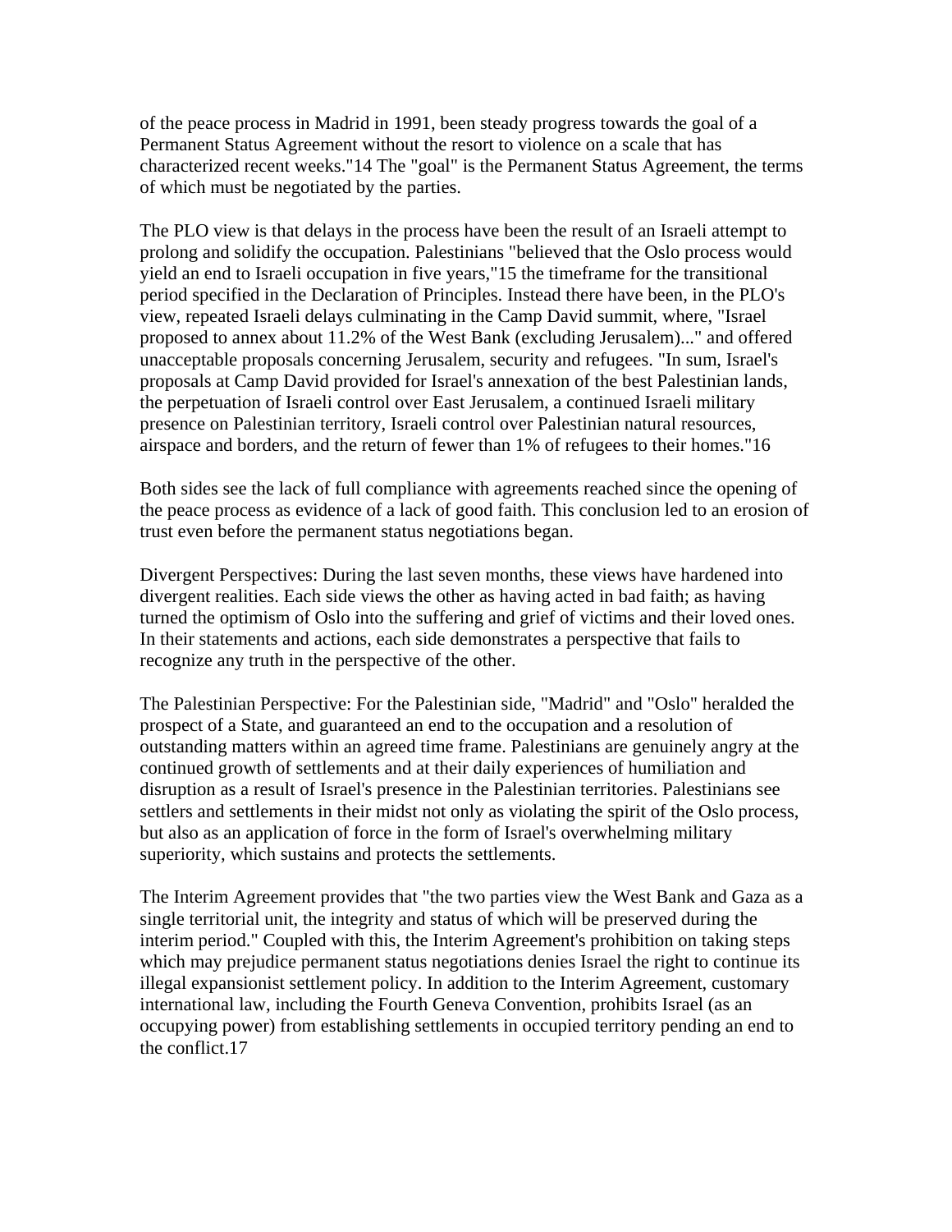of the peace process in Madrid in 1991, been steady progress towards the goal of a Permanent Status Agreement without the resort to violence on a scale that has characterized recent weeks."14 The "goal" is the Permanent Status Agreement, the terms of which must be negotiated by the parties.

The PLO view is that delays in the process have been the result of an Israeli attempt to prolong and solidify the occupation. Palestinians "believed that the Oslo process would yield an end to Israeli occupation in five years,"15 the timeframe for the transitional period specified in the Declaration of Principles. Instead there have been, in the PLO's view, repeated Israeli delays culminating in the Camp David summit, where, "Israel proposed to annex about 11.2% of the West Bank (excluding Jerusalem)..." and offered unacceptable proposals concerning Jerusalem, security and refugees. "In sum, Israel's proposals at Camp David provided for Israel's annexation of the best Palestinian lands, the perpetuation of Israeli control over East Jerusalem, a continued Israeli military presence on Palestinian territory, Israeli control over Palestinian natural resources, airspace and borders, and the return of fewer than 1% of refugees to their homes."16

Both sides see the lack of full compliance with agreements reached since the opening of the peace process as evidence of a lack of good faith. This conclusion led to an erosion of trust even before the permanent status negotiations began.

Divergent Perspectives: During the last seven months, these views have hardened into divergent realities. Each side views the other as having acted in bad faith; as having turned the optimism of Oslo into the suffering and grief of victims and their loved ones. In their statements and actions, each side demonstrates a perspective that fails to recognize any truth in the perspective of the other.

The Palestinian Perspective: For the Palestinian side, "Madrid" and "Oslo" heralded the prospect of a State, and guaranteed an end to the occupation and a resolution of outstanding matters within an agreed time frame. Palestinians are genuinely angry at the continued growth of settlements and at their daily experiences of humiliation and disruption as a result of Israel's presence in the Palestinian territories. Palestinians see settlers and settlements in their midst not only as violating the spirit of the Oslo process, but also as an application of force in the form of Israel's overwhelming military superiority, which sustains and protects the settlements.

The Interim Agreement provides that "the two parties view the West Bank and Gaza as a single territorial unit, the integrity and status of which will be preserved during the interim period." Coupled with this, the Interim Agreement's prohibition on taking steps which may prejudice permanent status negotiations denies Israel the right to continue its illegal expansionist settlement policy. In addition to the Interim Agreement, customary international law, including the Fourth Geneva Convention, prohibits Israel (as an occupying power) from establishing settlements in occupied territory pending an end to the conflict.17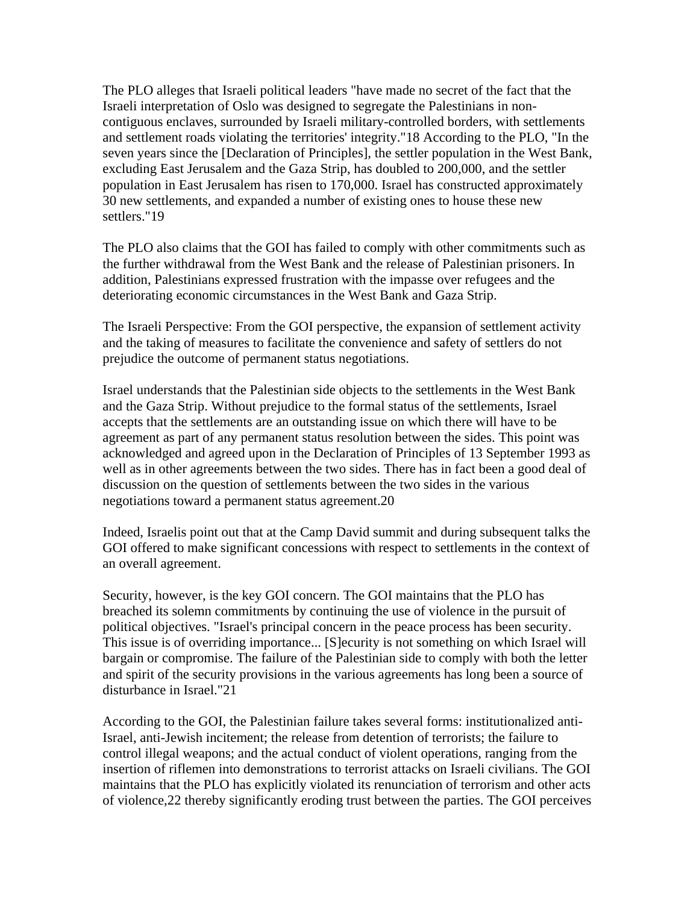The PLO alleges that Israeli political leaders "have made no secret of the fact that the Israeli interpretation of Oslo was designed to segregate the Palestinians in non-contiguous enclaves, surrounded by Israeli military-controlled borders, with settlements and settlement roads violating the territories' integrity."[18] According to the PLO, "In the seven years since the [Declaration of Principles], the settler population in the West Bank, excluding East Jerusalem and the Gaza Strip, has doubled to 200,000, and the settler population in East Jerusalem has risen to 170,000. Israel has constructed approximately 30 new settlements, and expanded a number of existing ones to house these new settlers."[19]

The PLO also claims that the GOI has failed to comply with other commitments such as the further withdrawal from the West Bank and the release of Palestinian prisoners. In addition, Palestinians expressed frustration with the impasse over refugees and the deteriorating economic circumstances in the West Bank and Gaza Strip.

The Israeli Perspective: From the GOI perspective, the expansion of settlement activity and the taking of measures to facilitate the convenience and safety of settlers do not prejudice the outcome of permanent status negotiations.

Israel understands that the Palestinian side objects to the settlements in the West Bank and the Gaza Strip. Without prejudice to the formal status of the settlements, Israel accepts that the settlements are an outstanding issue on which there will have to be agreement as part of any permanent status resolution between the sides. This point was acknowledged and agreed upon in the Declaration of Principles of 13 September 1993 as well as in other agreements between the two sides. There has in fact been a good deal of discussion on the question of settlements between the two sides in the various negotiations toward a permanent status agreement.[20]

Indeed, Israelis point out that at the Camp David summit and during subsequent talks the GOI offered to make significant concessions with respect to settlements in the context of an overall agreement.

Security, however, is the key GOI concern. The GOI maintains that the PLO has breached its solemn commitments by continuing the use of violence in the pursuit of political objectives. "Israel's principal concern in the peace process has been security. This issue is of overriding importance... [S]ecurity is not something on which Israel will bargain or compromise. The failure of the Palestinian side to comply with both the letter and spirit of the security provisions in the various agreements has long been a source of disturbance in Israel."[21]

According to the GOI, the Palestinian failure takes several forms: institutionalized anti-Israel, anti-Jewish incitement; the release from detention of terrorists; the failure to control illegal weapons; and the actual conduct of violent operations, ranging from the insertion of riflemen into demonstrations to terrorist attacks on Israeli civilians. The GOI maintains that the PLO has explicitly violated its renunciation of terrorism and other acts of violence,[22] thereby significantly eroding trust between the parties. The GOI perceives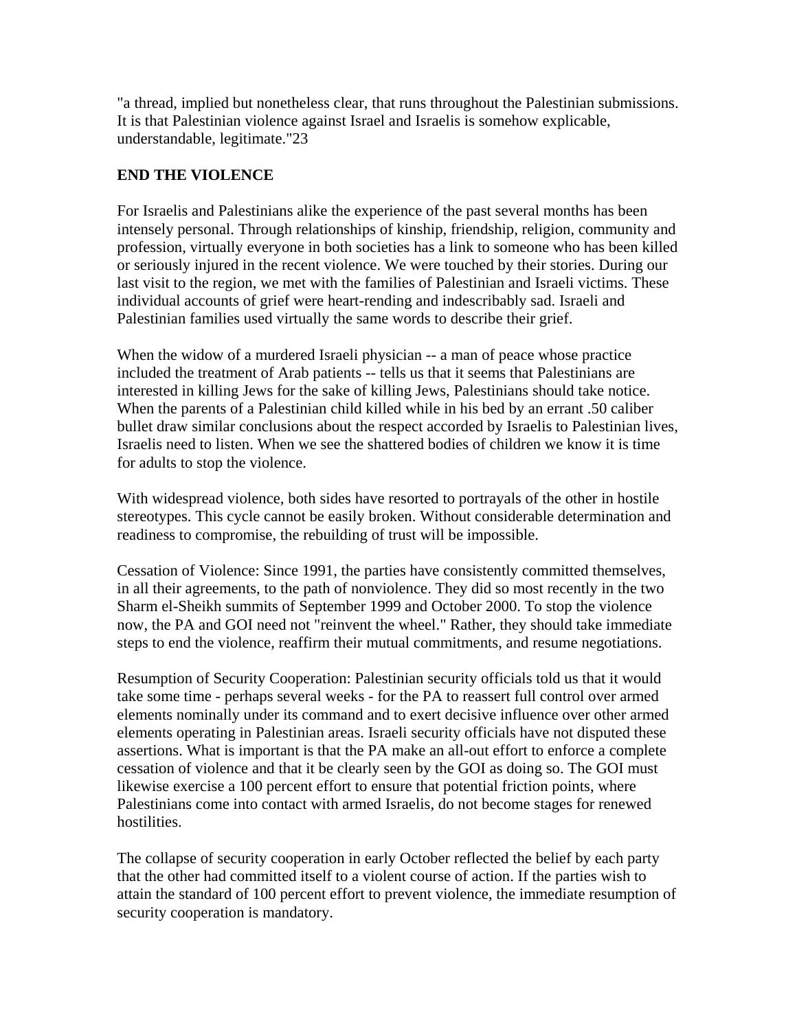"a thread, implied but nonetheless clear, that runs throughout the Palestinian submissions. It is that Palestinian violence against Israel and Israelis is somehow explicable, understandable, legitimate."23

**END THE VIOLENCE**

For Israelis and Palestinians alike the experience of the past several months has been intensely personal. Through relationships of kinship, friendship, religion, community and profession, virtually everyone in both societies has a link to someone who has been killed or seriously injured in the recent violence. We were touched by their stories. During our last visit to the region, we met with the families of Palestinian and Israeli victims. These individual accounts of grief were heart-rending and indescribably sad. Israeli and Palestinian families used virtually the same words to describe their grief.

When the widow of a murdered Israeli physician -- a man of peace whose practice included the treatment of Arab patients -- tells us that it seems that Palestinians are interested in killing Jews for the sake of killing Jews, Palestinians should take notice. When the parents of a Palestinian child killed while in his bed by an errant .50 caliber bullet draw similar conclusions about the respect accorded by Israelis to Palestinian lives, Israelis need to listen. When we see the shattered bodies of children we know it is time for adults to stop the violence.

With widespread violence, both sides have resorted to portrayals of the other in hostile stereotypes. This cycle cannot be easily broken. Without considerable determination and readiness to compromise, the rebuilding of trust will be impossible.

Cessation of Violence: Since 1991, the parties have consistently committed themselves, in all their agreements, to the path of nonviolence. They did so most recently in the two Sharm el-Sheikh summits of September 1999 and October 2000. To stop the violence now, the PA and GOI need not "reinvent the wheel." Rather, they should take immediate steps to end the violence, reaffirm their mutual commitments, and resume negotiations.

Resumption of Security Cooperation: Palestinian security officials told us that it would take some time - perhaps several weeks - for the PA to reassert full control over armed elements nominally under its command and to exert decisive influence over other armed elements operating in Palestinian areas. Israeli security officials have not disputed these assertions. What is important is that the PA make an all-out effort to enforce a complete cessation of violence and that it be clearly seen by the GOI as doing so. The GOI must likewise exercise a 100 percent effort to ensure that potential friction points, where Palestinians come into contact with armed Israelis, do not become stages for renewed hostilities.

The collapse of security cooperation in early October reflected the belief by each party that the other had committed itself to a violent course of action. If the parties wish to attain the standard of 100 percent effort to prevent violence, the immediate resumption of security cooperation is mandatory.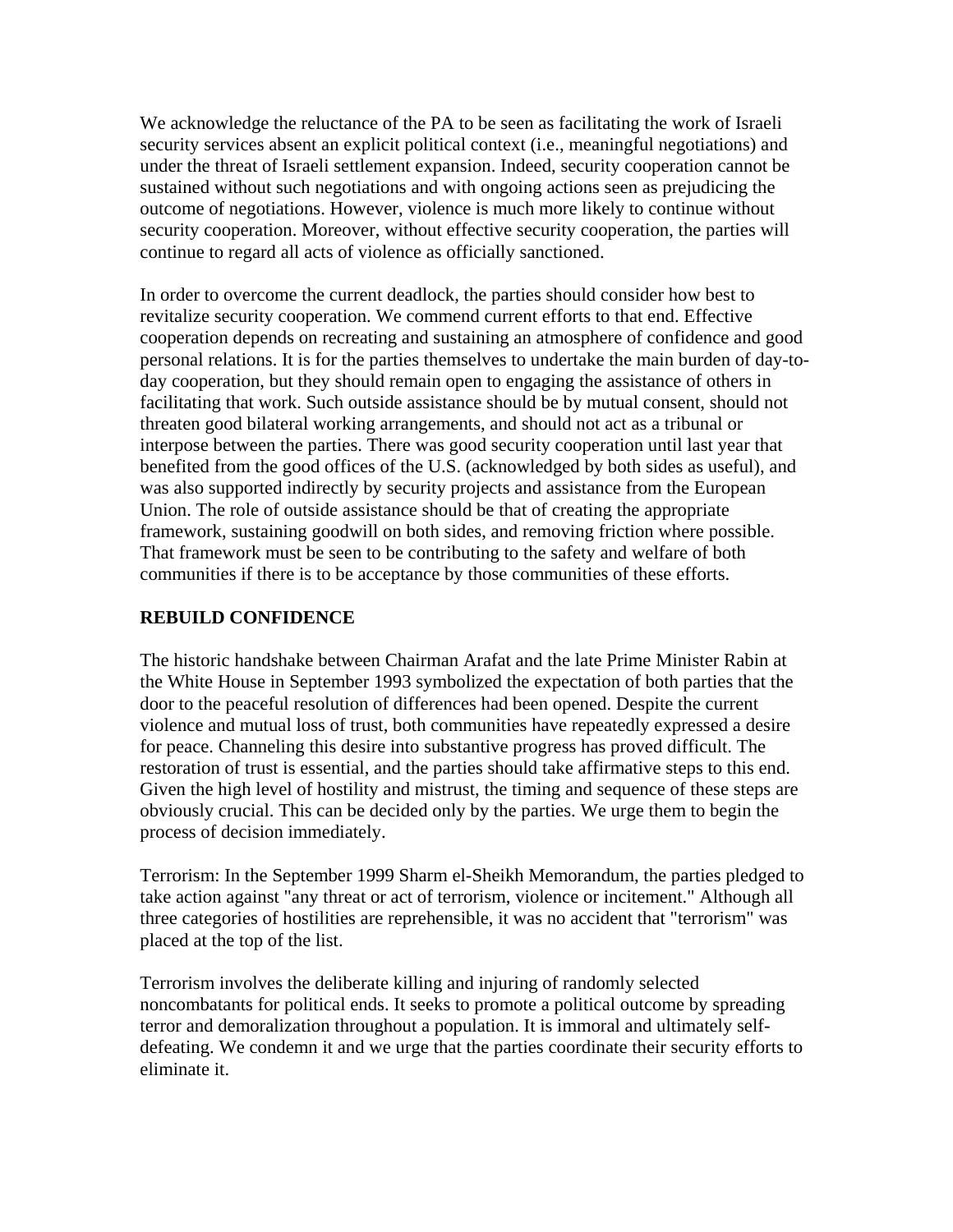We acknowledge the reluctance of the PA to be seen as facilitating the work of Israeli security services absent an explicit political context (i.e., meaningful negotiations) and under the threat of Israeli settlement expansion. Indeed, security cooperation cannot be sustained without such negotiations and with ongoing actions seen as prejudicing the outcome of negotiations. However, violence is much more likely to continue without security cooperation. Moreover, without effective security cooperation, the parties will continue to regard all acts of violence as officially sanctioned.

In order to overcome the current deadlock, the parties should consider how best to revitalize security cooperation. We commend current efforts to that end. Effective cooperation depends on recreating and sustaining an atmosphere of confidence and good personal relations. It is for the parties themselves to undertake the main burden of day-to-day cooperation, but they should remain open to engaging the assistance of others in facilitating that work. Such outside assistance should be by mutual consent, should not threaten good bilateral working arrangements, and should not act as a tribunal or interpose between the parties. There was good security cooperation until last year that benefited from the good offices of the U.S. (acknowledged by both sides as useful), and was also supported indirectly by security projects and assistance from the European Union. The role of outside assistance should be that of creating the appropriate framework, sustaining goodwill on both sides, and removing friction where possible. That framework must be seen to be contributing to the safety and welfare of both communities if there is to be acceptance by those communities of these efforts.

## REBUILD CONFIDENCE

The historic handshake between Chairman Arafat and the late Prime Minister Rabin at the White House in September 1993 symbolized the expectation of both parties that the door to the peaceful resolution of differences had been opened. Despite the current violence and mutual loss of trust, both communities have repeatedly expressed a desire for peace. Channeling this desire into substantive progress has proved difficult. The restoration of trust is essential, and the parties should take affirmative steps to this end. Given the high level of hostility and mistrust, the timing and sequence of these steps are obviously crucial. This can be decided only by the parties. We urge them to begin the process of decision immediately.

Terrorism: In the September 1999 Sharm el-Sheikh Memorandum, the parties pledged to take action against "any threat or act of terrorism, violence or incitement." Although all three categories of hostilities are reprehensible, it was no accident that "terrorism" was placed at the top of the list.

Terrorism involves the deliberate killing and injuring of randomly selected noncombatants for political ends. It seeks to promote a political outcome by spreading terror and demoralization throughout a population. It is immoral and ultimately self-defeating. We condemn it and we urge that the parties coordinate their security efforts to eliminate it.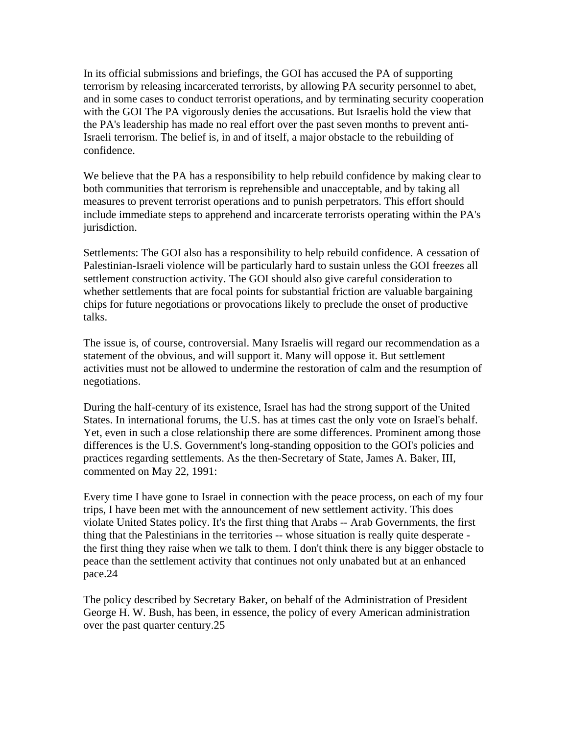In its official submissions and briefings, the GOI has accused the PA of supporting terrorism by releasing incarcerated terrorists, by allowing PA security personnel to abet, and in some cases to conduct terrorist operations, and by terminating security cooperation with the GOI The PA vigorously denies the accusations. But Israelis hold the view that the PA's leadership has made no real effort over the past seven months to prevent anti-Israeli terrorism. The belief is, in and of itself, a major obstacle to the rebuilding of confidence.

We believe that the PA has a responsibility to help rebuild confidence by making clear to both communities that terrorism is reprehensible and unacceptable, and by taking all measures to prevent terrorist operations and to punish perpetrators. This effort should include immediate steps to apprehend and incarcerate terrorists operating within the PA's jurisdiction.

Settlements: The GOI also has a responsibility to help rebuild confidence. A cessation of Palestinian-Israeli violence will be particularly hard to sustain unless the GOI freezes all settlement construction activity. The GOI should also give careful consideration to whether settlements that are focal points for substantial friction are valuable bargaining chips for future negotiations or provocations likely to preclude the onset of productive talks.

The issue is, of course, controversial. Many Israelis will regard our recommendation as a statement of the obvious, and will support it. Many will oppose it. But settlement activities must not be allowed to undermine the restoration of calm and the resumption of negotiations.

During the half-century of its existence, Israel has had the strong support of the United States. In international forums, the U.S. has at times cast the only vote on Israel's behalf. Yet, even in such a close relationship there are some differences. Prominent among those differences is the U.S. Government's long-standing opposition to the GOI's policies and practices regarding settlements. As the then-Secretary of State, James A. Baker, III, commented on May 22, 1991:

Every time I have gone to Israel in connection with the peace process, on each of my four trips, I have been met with the announcement of new settlement activity. This does violate United States policy. It's the first thing that Arabs -- Arab Governments, the first thing that the Palestinians in the territories -- whose situation is really quite desperate - the first thing they raise when we talk to them. I don't think there is any bigger obstacle to peace than the settlement activity that continues not only unabated but at an enhanced pace.24

The policy described by Secretary Baker, on behalf of the Administration of President George H. W. Bush, has been, in essence, the policy of every American administration over the past quarter century.25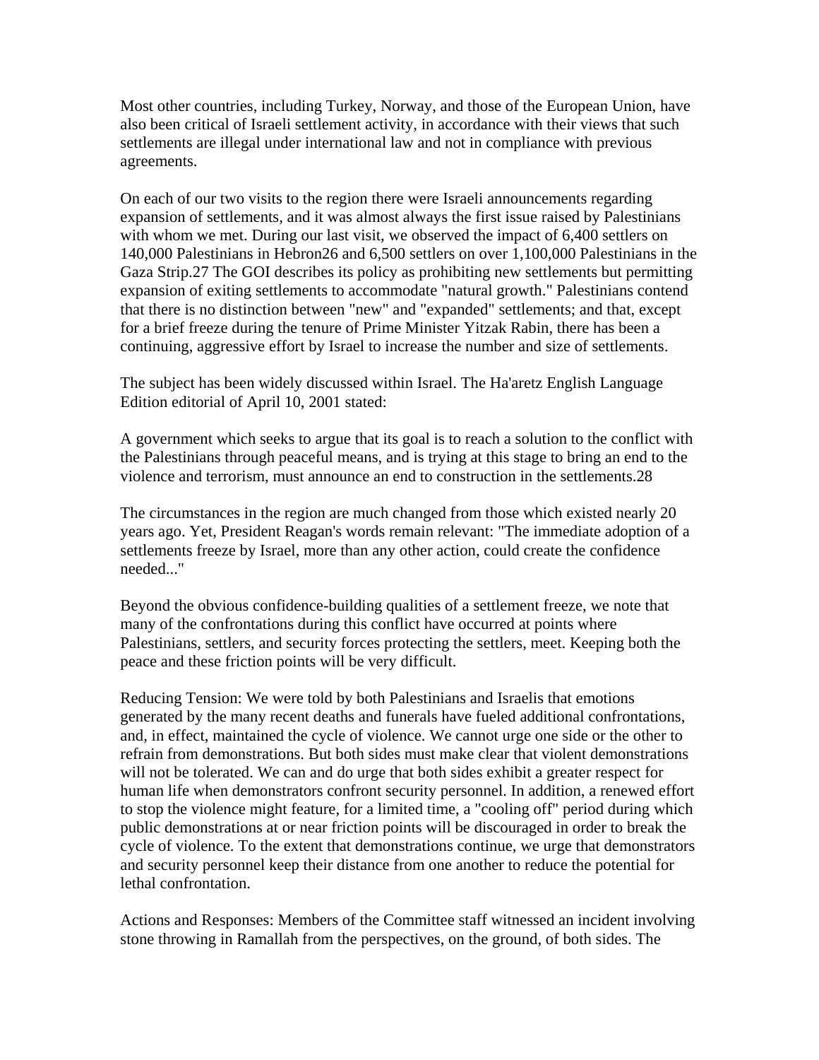Most other countries, including Turkey, Norway, and those of the European Union, have also been critical of Israeli settlement activity, in accordance with their views that such settlements are illegal under international law and not in compliance with previous agreements.

On each of our two visits to the region there were Israeli announcements regarding expansion of settlements, and it was almost always the first issue raised by Palestinians with whom we met. During our last visit, we observed the impact of 6,400 settlers on 140,000 Palestinians in Hebron[26] and 6,500 settlers on over 1,100,000 Palestinians in the Gaza Strip.[27] The GOI describes its policy as prohibiting new settlements but permitting expansion of exiting settlements to accommodate "natural growth." Palestinians contend that there is no distinction between "new" and "expanded" settlements; and that, except for a brief freeze during the tenure of Prime Minister Yitzak Rabin, there has been a continuing, aggressive effort by Israel to increase the number and size of settlements.

The subject has been widely discussed within Israel. The Ha'aretz English Language Edition editorial of April 10, 2001 stated:

A government which seeks to argue that its goal is to reach a solution to the conflict with the Palestinians through peaceful means, and is trying at this stage to bring an end to the violence and terrorism, must announce an end to construction in the settlements.[28]

The circumstances in the region are much changed from those which existed nearly 20 years ago. Yet, President Reagan's words remain relevant: "The immediate adoption of a settlements freeze by Israel, more than any other action, could create the confidence needed..."

Beyond the obvious confidence-building qualities of a settlement freeze, we note that many of the confrontations during this conflict have occurred at points where Palestinians, settlers, and security forces protecting the settlers, meet. Keeping both the peace and these friction points will be very difficult.

Reducing Tension: We were told by both Palestinians and Israelis that emotions generated by the many recent deaths and funerals have fueled additional confrontations, and, in effect, maintained the cycle of violence. We cannot urge one side or the other to refrain from demonstrations. But both sides must make clear that violent demonstrations will not be tolerated. We can and do urge that both sides exhibit a greater respect for human life when demonstrators confront security personnel. In addition, a renewed effort to stop the violence might feature, for a limited time, a "cooling off" period during which public demonstrations at or near friction points will be discouraged in order to break the cycle of violence. To the extent that demonstrations continue, we urge that demonstrators and security personnel keep their distance from one another to reduce the potential for lethal confrontation.

Actions and Responses: Members of the Committee staff witnessed an incident involving stone throwing in Ramallah from the perspectives, on the ground, of both sides. The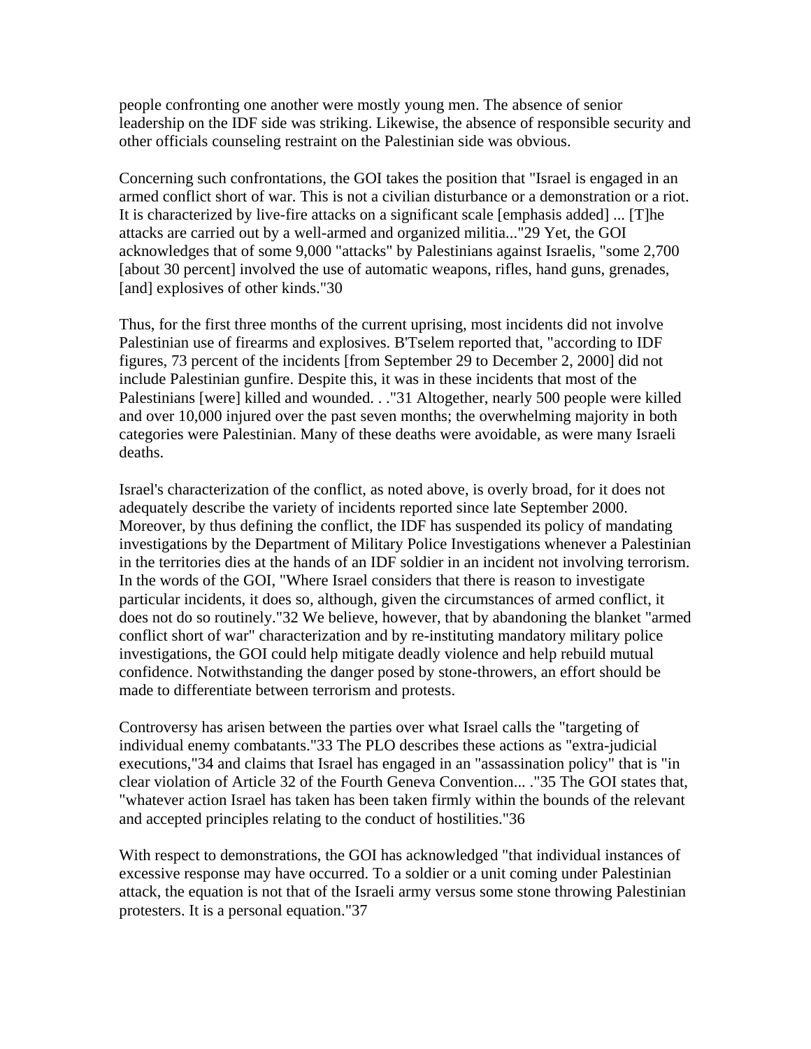people confronting one another were mostly young men. The absence of senior leadership on the IDF side was striking. Likewise, the absence of responsible security and other officials counseling restraint on the Palestinian side was obvious.

Concerning such confrontations, the GOI takes the position that "Israel is engaged in an armed conflict short of war. This is not a civilian disturbance or a demonstration or a riot. It is characterized by live-fire attacks on a significant scale [emphasis added] ... [T]he attacks are carried out by a well-armed and organized militia..."29 Yet, the GOI acknowledges that of some 9,000 "attacks" by Palestinians against Israelis, "some 2,700 [about 30 percent] involved the use of automatic weapons, rifles, hand guns, grenades, [and] explosives of other kinds."30

Thus, for the first three months of the current uprising, most incidents did not involve Palestinian use of firearms and explosives. B'Tselem reported that, "according to IDF figures, 73 percent of the incidents [from September 29 to December 2, 2000] did not include Palestinian gunfire. Despite this, it was in these incidents that most of the Palestinians [were] killed and wounded. . ."31 Altogether, nearly 500 people were killed and over 10,000 injured over the past seven months; the overwhelming majority in both categories were Palestinian. Many of these deaths were avoidable, as were many Israeli deaths.

Israel's characterization of the conflict, as noted above, is overly broad, for it does not adequately describe the variety of incidents reported since late September 2000. Moreover, by thus defining the conflict, the IDF has suspended its policy of mandating investigations by the Department of Military Police Investigations whenever a Palestinian in the territories dies at the hands of an IDF soldier in an incident not involving terrorism. In the words of the GOI, "Where Israel considers that there is reason to investigate particular incidents, it does so, although, given the circumstances of armed conflict, it does not do so routinely."32 We believe, however, that by abandoning the blanket "armed conflict short of war" characterization and by re-instituting mandatory military police investigations, the GOI could help mitigate deadly violence and help rebuild mutual confidence. Notwithstanding the danger posed by stone-throwers, an effort should be made to differentiate between terrorism and protests.

Controversy has arisen between the parties over what Israel calls the "targeting of individual enemy combatants."33 The PLO describes these actions as "extra-judicial executions,"34 and claims that Israel has engaged in an "assassination policy" that is "in clear violation of Article 32 of the Fourth Geneva Convention... ."35 The GOI states that, "whatever action Israel has taken has been taken firmly within the bounds of the relevant and accepted principles relating to the conduct of hostilities."36

With respect to demonstrations, the GOI has acknowledged "that individual instances of excessive response may have occurred. To a soldier or a unit coming under Palestinian attack, the equation is not that of the Israeli army versus some stone throwing Palestinian protesters. It is a personal equation."37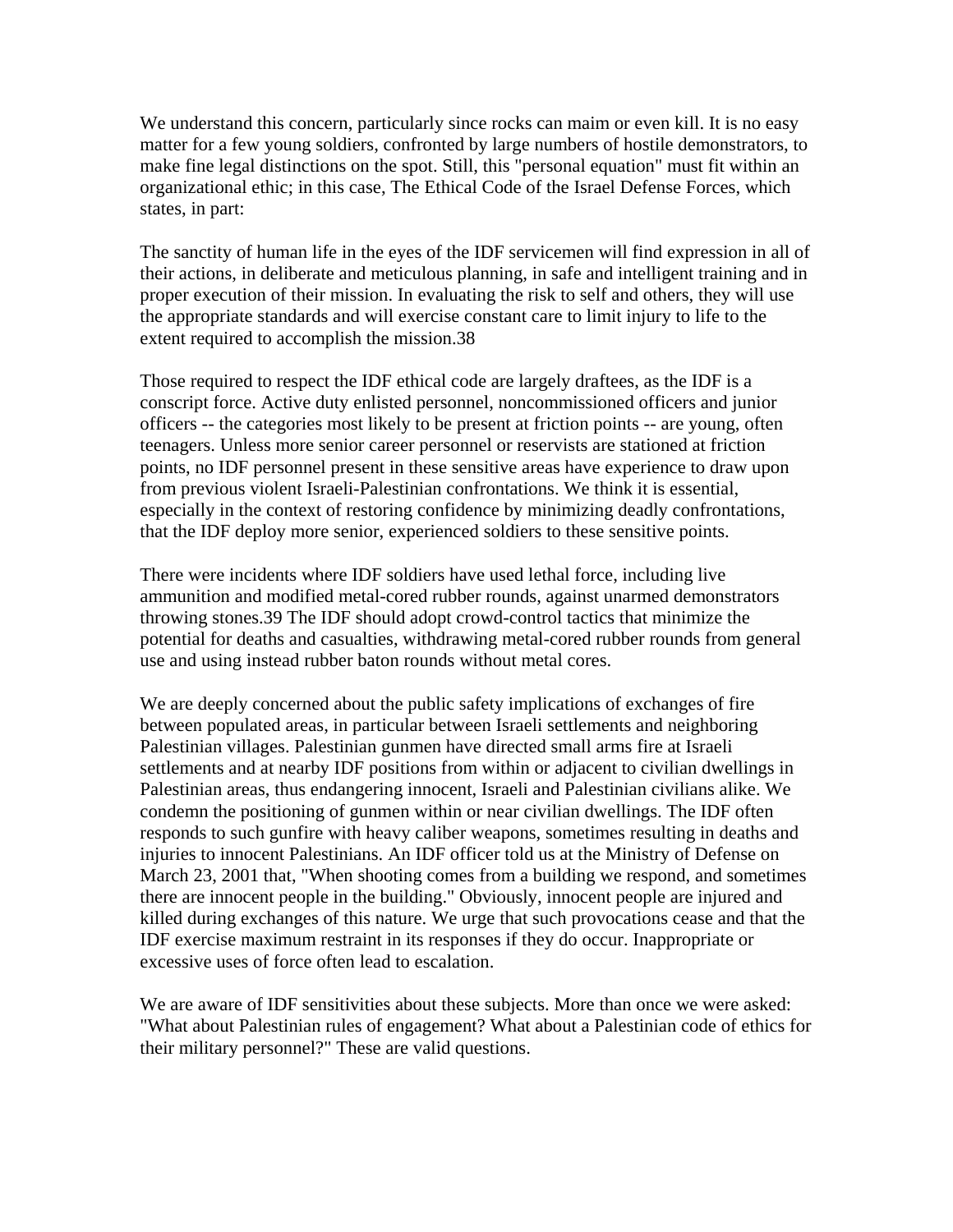We understand this concern, particularly since rocks can maim or even kill. It is no easy matter for a few young soldiers, confronted by large numbers of hostile demonstrators, to make fine legal distinctions on the spot. Still, this "personal equation" must fit within an organizational ethic; in this case, The Ethical Code of the Israel Defense Forces, which states, in part:

The sanctity of human life in the eyes of the IDF servicemen will find expression in all of their actions, in deliberate and meticulous planning, in safe and intelligent training and in proper execution of their mission. In evaluating the risk to self and others, they will use the appropriate standards and will exercise constant care to limit injury to life to the extent required to accomplish the mission.[38]

Those required to respect the IDF ethical code are largely draftees, as the IDF is a conscript force. Active duty enlisted personnel, noncommissioned officers and junior officers -- the categories most likely to be present at friction points -- are young, often teenagers. Unless more senior career personnel or reservists are stationed at friction points, no IDF personnel present in these sensitive areas have experience to draw upon from previous violent Israeli-Palestinian confrontations. We think it is essential, especially in the context of restoring confidence by minimizing deadly confrontations, that the IDF deploy more senior, experienced soldiers to these sensitive points.

There were incidents where IDF soldiers have used lethal force, including live ammunition and modified metal-cored rubber rounds, against unarmed demonstrators throwing stones.[39] The IDF should adopt crowd-control tactics that minimize the potential for deaths and casualties, withdrawing metal-cored rubber rounds from general use and using instead rubber baton rounds without metal cores.

We are deeply concerned about the public safety implications of exchanges of fire between populated areas, in particular between Israeli settlements and neighboring Palestinian villages. Palestinian gunmen have directed small arms fire at Israeli settlements and at nearby IDF positions from within or adjacent to civilian dwellings in Palestinian areas, thus endangering innocent, Israeli and Palestinian civilians alike. We condemn the positioning of gunmen within or near civilian dwellings. The IDF often responds to such gunfire with heavy caliber weapons, sometimes resulting in deaths and injuries to innocent Palestinians. An IDF officer told us at the Ministry of Defense on March 23, 2001 that, "When shooting comes from a building we respond, and sometimes there are innocent people in the building." Obviously, innocent people are injured and killed during exchanges of this nature. We urge that such provocations cease and that the IDF exercise maximum restraint in its responses if they do occur. Inappropriate or excessive uses of force often lead to escalation.

We are aware of IDF sensitivities about these subjects. More than once we were asked: "What about Palestinian rules of engagement? What about a Palestinian code of ethics for their military personnel?" These are valid questions.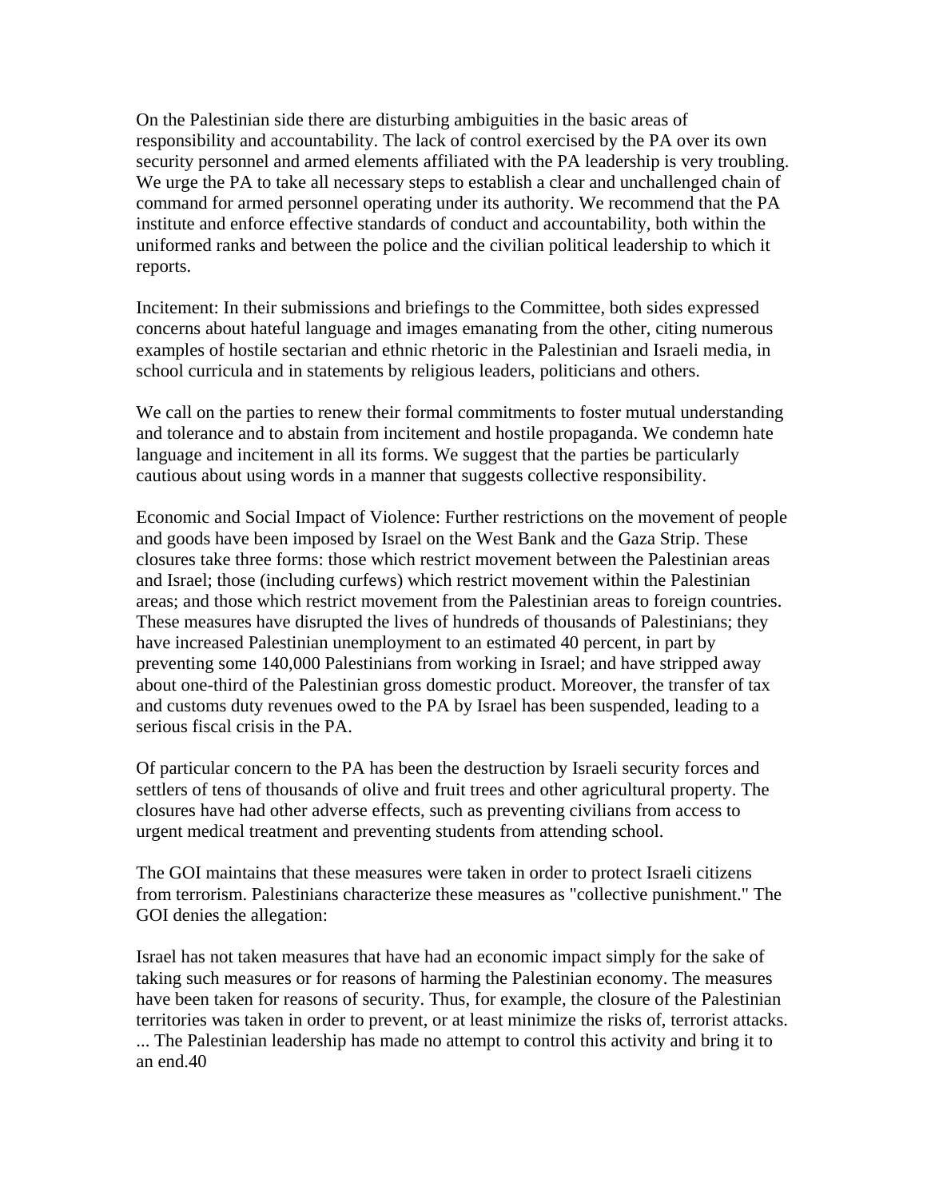On the Palestinian side there are disturbing ambiguities in the basic areas of responsibility and accountability. The lack of control exercised by the PA over its own security personnel and armed elements affiliated with the PA leadership is very troubling. We urge the PA to take all necessary steps to establish a clear and unchallenged chain of command for armed personnel operating under its authority. We recommend that the PA institute and enforce effective standards of conduct and accountability, both within the uniformed ranks and between the police and the civilian political leadership to which it reports.

Incitement: In their submissions and briefings to the Committee, both sides expressed concerns about hateful language and images emanating from the other, citing numerous examples of hostile sectarian and ethnic rhetoric in the Palestinian and Israeli media, in school curricula and in statements by religious leaders, politicians and others.

We call on the parties to renew their formal commitments to foster mutual understanding and tolerance and to abstain from incitement and hostile propaganda. We condemn hate language and incitement in all its forms. We suggest that the parties be particularly cautious about using words in a manner that suggests collective responsibility.

Economic and Social Impact of Violence: Further restrictions on the movement of people and goods have been imposed by Israel on the West Bank and the Gaza Strip. These closures take three forms: those which restrict movement between the Palestinian areas and Israel; those (including curfews) which restrict movement within the Palestinian areas; and those which restrict movement from the Palestinian areas to foreign countries. These measures have disrupted the lives of hundreds of thousands of Palestinians; they have increased Palestinian unemployment to an estimated 40 percent, in part by preventing some 140,000 Palestinians from working in Israel; and have stripped away about one-third of the Palestinian gross domestic product. Moreover, the transfer of tax and customs duty revenues owed to the PA by Israel has been suspended, leading to a serious fiscal crisis in the PA.

Of particular concern to the PA has been the destruction by Israeli security forces and settlers of tens of thousands of olive and fruit trees and other agricultural property. The closures have had other adverse effects, such as preventing civilians from access to urgent medical treatment and preventing students from attending school.

The GOI maintains that these measures were taken in order to protect Israeli citizens from terrorism. Palestinians characterize these measures as "collective punishment." The GOI denies the allegation:

Israel has not taken measures that have had an economic impact simply for the sake of taking such measures or for reasons of harming the Palestinian economy. The measures have been taken for reasons of security. Thus, for example, the closure of the Palestinian territories was taken in order to prevent, or at least minimize the risks of, terrorist attacks. ... The Palestinian leadership has made no attempt to control this activity and bring it to an end.[40]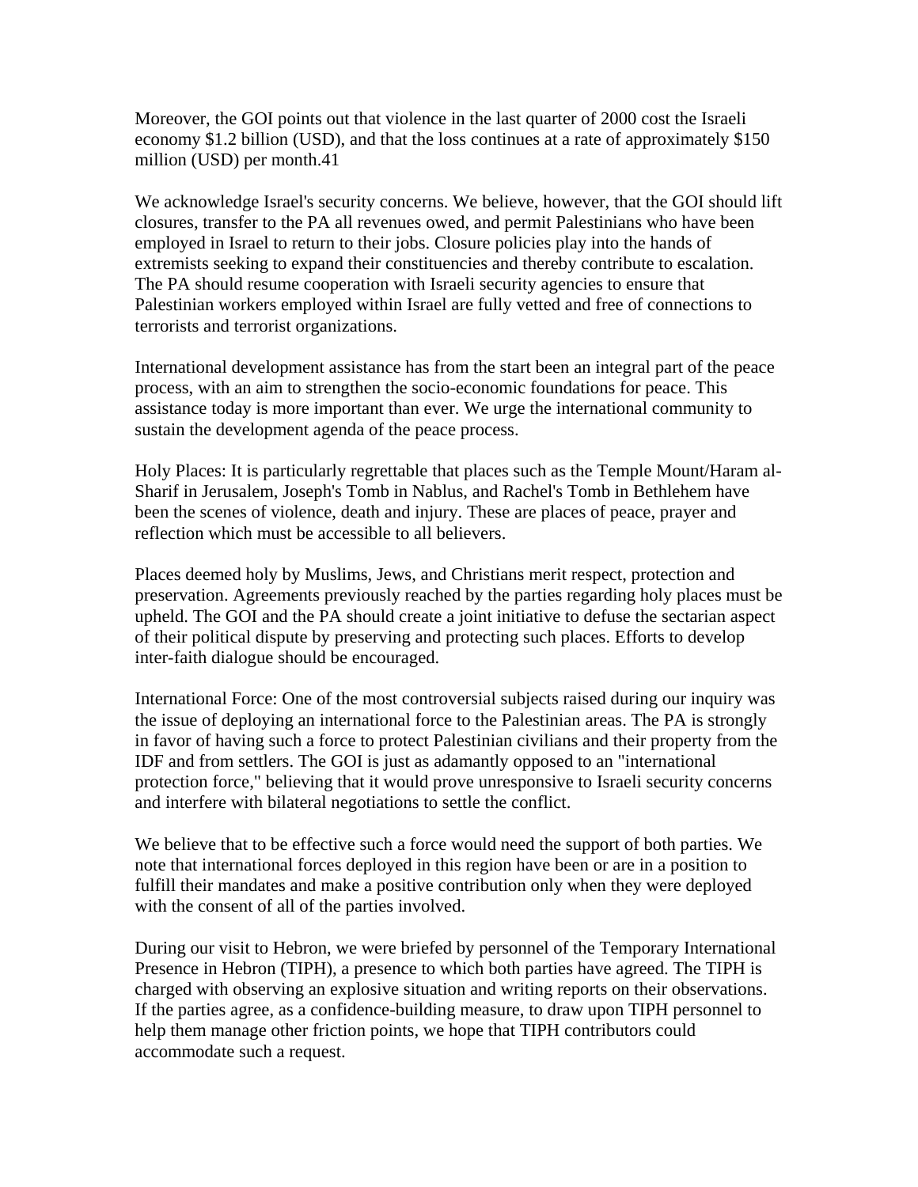Moreover, the GOI points out that violence in the last quarter of 2000 cost the Israeli economy $1.2 billion (USD), and that the loss continues at a rate of approximately $150 million (USD) per month.[41]

We acknowledge Israel's security concerns. We believe, however, that the GOI should lift closures, transfer to the PA all revenues owed, and permit Palestinians who have been employed in Israel to return to their jobs. Closure policies play into the hands of extremists seeking to expand their constituencies and thereby contribute to escalation. The PA should resume cooperation with Israeli security agencies to ensure that Palestinian workers employed within Israel are fully vetted and free of connections to terrorists and terrorist organizations.

International development assistance has from the start been an integral part of the peace process, with an aim to strengthen the socio-economic foundations for peace. This assistance today is more important than ever. We urge the international community to sustain the development agenda of the peace process.

Holy Places: It is particularly regrettable that places such as the Temple Mount/Haram al-Sharif in Jerusalem, Joseph's Tomb in Nablus, and Rachel's Tomb in Bethlehem have been the scenes of violence, death and injury. These are places of peace, prayer and reflection which must be accessible to all believers.

Places deemed holy by Muslims, Jews, and Christians merit respect, protection and preservation. Agreements previously reached by the parties regarding holy places must be upheld. The GOI and the PA should create a joint initiative to defuse the sectarian aspect of their political dispute by preserving and protecting such places. Efforts to develop inter-faith dialogue should be encouraged.

International Force: One of the most controversial subjects raised during our inquiry was the issue of deploying an international force to the Palestinian areas. The PA is strongly in favor of having such a force to protect Palestinian civilians and their property from the IDF and from settlers. The GOI is just as adamantly opposed to an "international protection force," believing that it would prove unresponsive to Israeli security concerns and interfere with bilateral negotiations to settle the conflict.

We believe that to be effective such a force would need the support of both parties. We note that international forces deployed in this region have been or are in a position to fulfill their mandates and make a positive contribution only when they were deployed with the consent of all of the parties involved.

During our visit to Hebron, we were briefed by personnel of the Temporary International Presence in Hebron (TIPH), a presence to which both parties have agreed. The TIPH is charged with observing an explosive situation and writing reports on their observations. If the parties agree, as a confidence-building measure, to draw upon TIPH personnel to help them manage other friction points, we hope that TIPH contributors could accommodate such a request.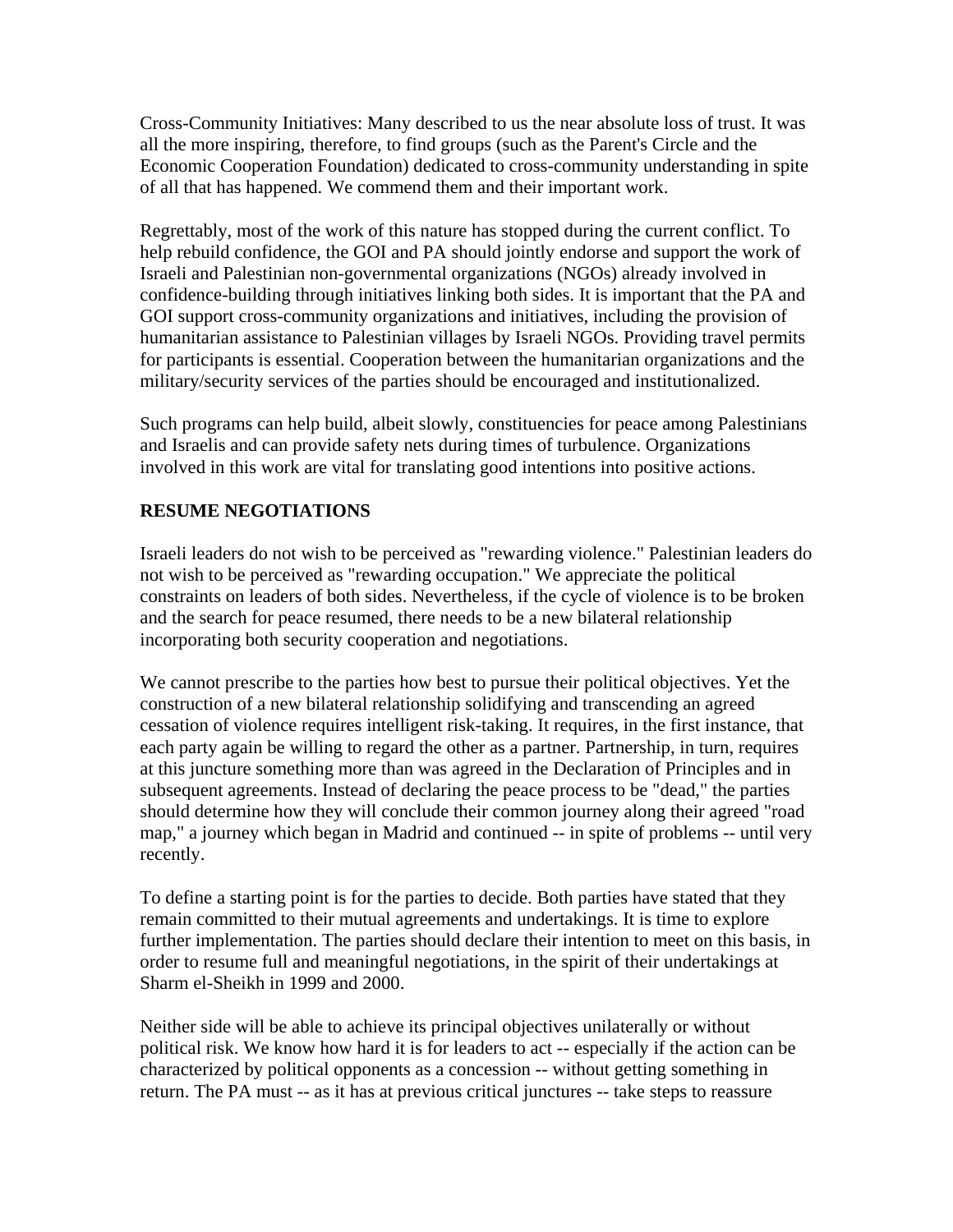Cross-Community Initiatives: Many described to us the near absolute loss of trust. It was all the more inspiring, therefore, to find groups (such as the Parent's Circle and the Economic Cooperation Foundation) dedicated to cross-community understanding in spite of all that has happened. We commend them and their important work.

Regrettably, most of the work of this nature has stopped during the current conflict. To help rebuild confidence, the GOI and PA should jointly endorse and support the work of Israeli and Palestinian non-governmental organizations (NGOs) already involved in confidence-building through initiatives linking both sides. It is important that the PA and GOI support cross-community organizations and initiatives, including the provision of humanitarian assistance to Palestinian villages by Israeli NGOs. Providing travel permits for participants is essential. Cooperation between the humanitarian organizations and the military/security services of the parties should be encouraged and institutionalized.

Such programs can help build, albeit slowly, constituencies for peace among Palestinians and Israelis and can provide safety nets during times of turbulence. Organizations involved in this work are vital for translating good intentions into positive actions.

## RESUME NEGOTIATIONS

Israeli leaders do not wish to be perceived as "rewarding violence." Palestinian leaders do not wish to be perceived as "rewarding occupation." We appreciate the political constraints on leaders of both sides. Nevertheless, if the cycle of violence is to be broken and the search for peace resumed, there needs to be a new bilateral relationship incorporating both security cooperation and negotiations.

We cannot prescribe to the parties how best to pursue their political objectives. Yet the construction of a new bilateral relationship solidifying and transcending an agreed cessation of violence requires intelligent risk-taking. It requires, in the first instance, that each party again be willing to regard the other as a partner. Partnership, in turn, requires at this juncture something more than was agreed in the Declaration of Principles and in subsequent agreements. Instead of declaring the peace process to be "dead," the parties should determine how they will conclude their common journey along their agreed "road map," a journey which began in Madrid and continued -- in spite of problems -- until very recently.

To define a starting point is for the parties to decide. Both parties have stated that they remain committed to their mutual agreements and undertakings. It is time to explore further implementation. The parties should declare their intention to meet on this basis, in order to resume full and meaningful negotiations, in the spirit of their undertakings at Sharm el-Sheikh in 1999 and 2000.

Neither side will be able to achieve its principal objectives unilaterally or without political risk. We know how hard it is for leaders to act -- especially if the action can be characterized by political opponents as a concession -- without getting something in return. The PA must -- as it has at previous critical junctures -- take steps to reassure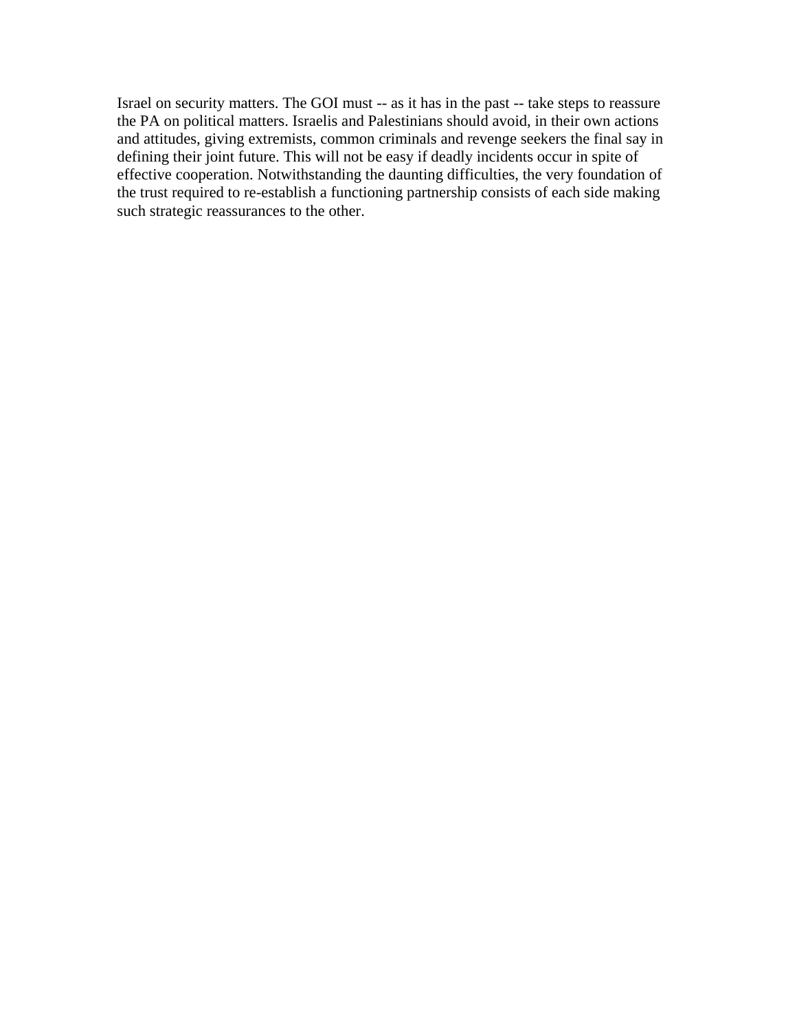Israel on security matters. The GOI must -- as it has in the past -- take steps to reassure the PA on political matters. Israelis and Palestinians should avoid, in their own actions and attitudes, giving extremists, common criminals and revenge seekers the final say in defining their joint future. This will not be easy if deadly incidents occur in spite of effective cooperation. Notwithstanding the daunting difficulties, the very foundation of the trust required to re-establish a functioning partnership consists of each side making such strategic reassurances to the other.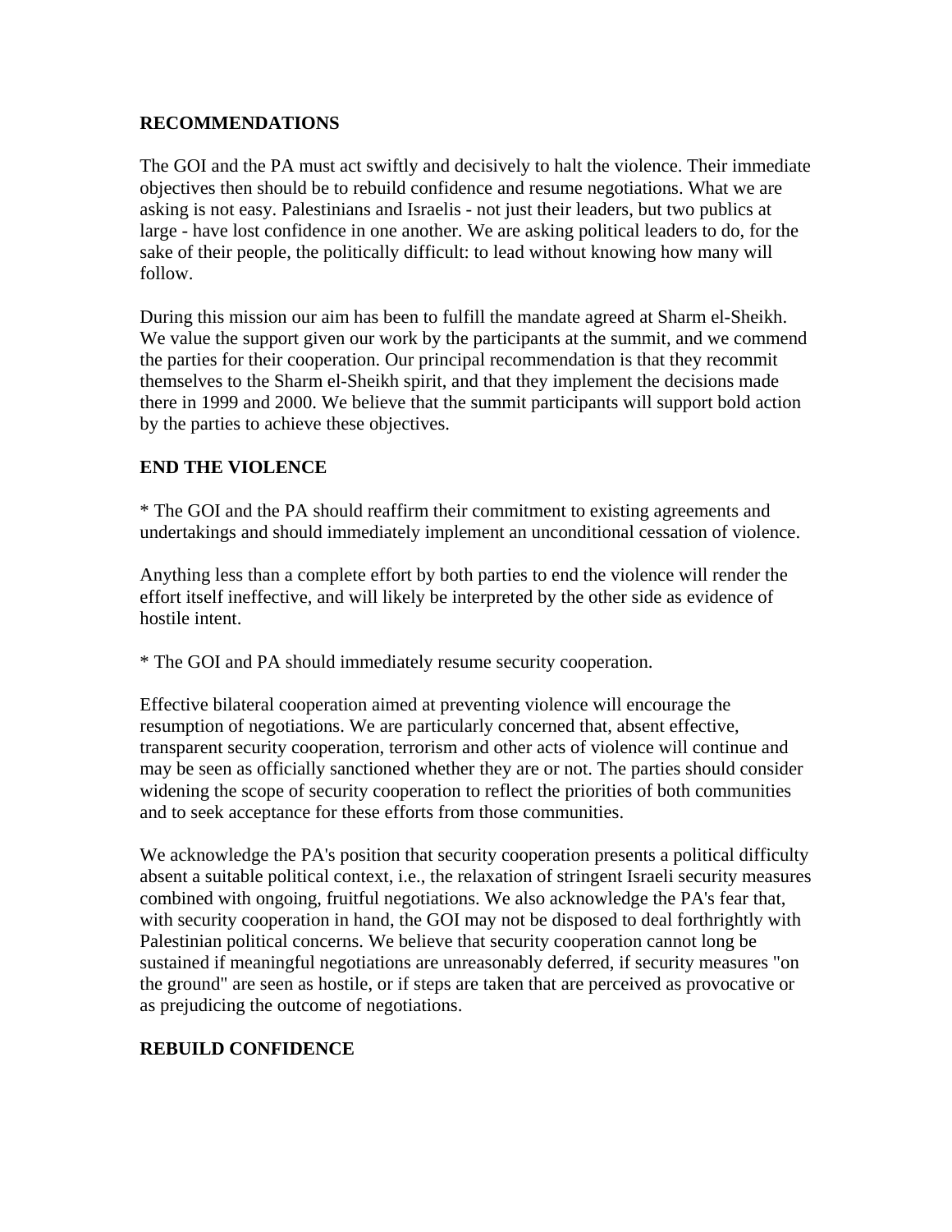## RECOMMENDATIONS

The GOI and the PA must act swiftly and decisively to halt the violence. Their immediate objectives then should be to rebuild confidence and resume negotiations. What we are asking is not easy. Palestinians and Israelis - not just their leaders, but two publics at large - have lost confidence in one another. We are asking political leaders to do, for the sake of their people, the politically difficult: to lead without knowing how many will follow.

During this mission our aim has been to fulfill the mandate agreed at Sharm el-Sheikh. We value the support given our work by the participants at the summit, and we commend the parties for their cooperation. Our principal recommendation is that they recommit themselves to the Sharm el-Sheikh spirit, and that they implement the decisions made there in 1999 and 2000. We believe that the summit participants will support bold action by the parties to achieve these objectives.

## END THE VIOLENCE

* The GOI and the PA should reaffirm their commitment to existing agreements and undertakings and should immediately implement an unconditional cessation of violence.

Anything less than a complete effort by both parties to end the violence will render the effort itself ineffective, and will likely be interpreted by the other side as evidence of hostile intent.

* The GOI and PA should immediately resume security cooperation.

Effective bilateral cooperation aimed at preventing violence will encourage the resumption of negotiations. We are particularly concerned that, absent effective, transparent security cooperation, terrorism and other acts of violence will continue and may be seen as officially sanctioned whether they are or not. The parties should consider widening the scope of security cooperation to reflect the priorities of both communities and to seek acceptance for these efforts from those communities.

We acknowledge the PA's position that security cooperation presents a political difficulty absent a suitable political context, i.e., the relaxation of stringent Israeli security measures combined with ongoing, fruitful negotiations. We also acknowledge the PA's fear that, with security cooperation in hand, the GOI may not be disposed to deal forthrightly with Palestinian political concerns. We believe that security cooperation cannot long be sustained if meaningful negotiations are unreasonably deferred, if security measures "on the ground" are seen as hostile, or if steps are taken that are perceived as provocative or as prejudicing the outcome of negotiations.

## REBUILD CONFIDENCE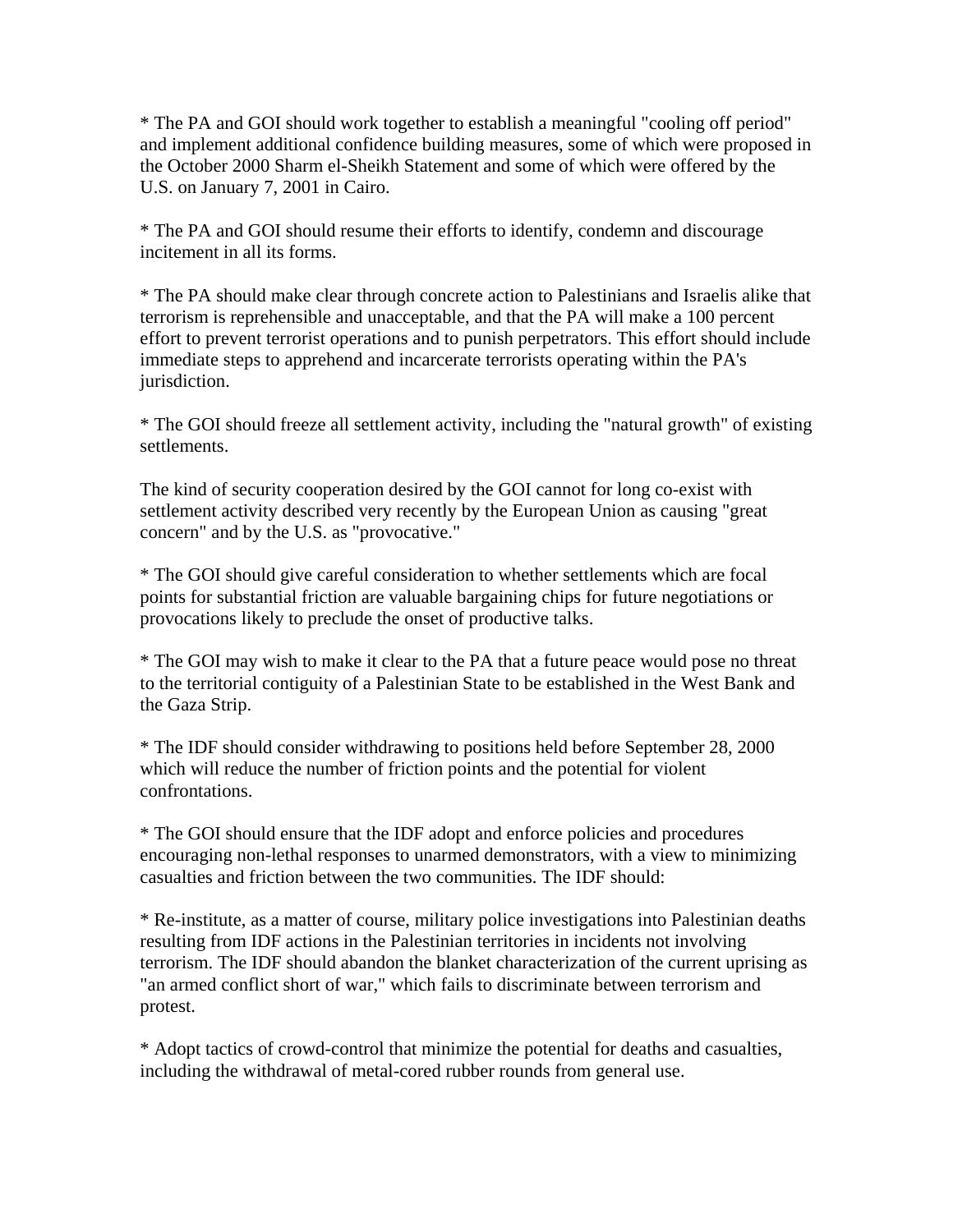* The PA and GOI should work together to establish a meaningful "cooling off period" and implement additional confidence building measures, some of which were proposed in the October 2000 Sharm el-Sheikh Statement and some of which were offered by the U.S. on January 7, 2001 in Cairo.

* The PA and GOI should resume their efforts to identify, condemn and discourage incitement in all its forms.

* The PA should make clear through concrete action to Palestinians and Israelis alike that terrorism is reprehensible and unacceptable, and that the PA will make a 100 percent effort to prevent terrorist operations and to punish perpetrators. This effort should include immediate steps to apprehend and incarcerate terrorists operating within the PA's jurisdiction.

* The GOI should freeze all settlement activity, including the "natural growth" of existing settlements.

The kind of security cooperation desired by the GOI cannot for long co-exist with settlement activity described very recently by the European Union as causing "great concern" and by the U.S. as "provocative."

* The GOI should give careful consideration to whether settlements which are focal points for substantial friction are valuable bargaining chips for future negotiations or provocations likely to preclude the onset of productive talks.

* The GOI may wish to make it clear to the PA that a future peace would pose no threat to the territorial contiguity of a Palestinian State to be established in the West Bank and the Gaza Strip.

* The IDF should consider withdrawing to positions held before September 28, 2000 which will reduce the number of friction points and the potential for violent confrontations.

* The GOI should ensure that the IDF adopt and enforce policies and procedures encouraging non-lethal responses to unarmed demonstrators, with a view to minimizing casualties and friction between the two communities. The IDF should:

* Re-institute, as a matter of course, military police investigations into Palestinian deaths resulting from IDF actions in the Palestinian territories in incidents not involving terrorism. The IDF should abandon the blanket characterization of the current uprising as "an armed conflict short of war," which fails to discriminate between terrorism and protest.

* Adopt tactics of crowd-control that minimize the potential for deaths and casualties, including the withdrawal of metal-cored rubber rounds from general use.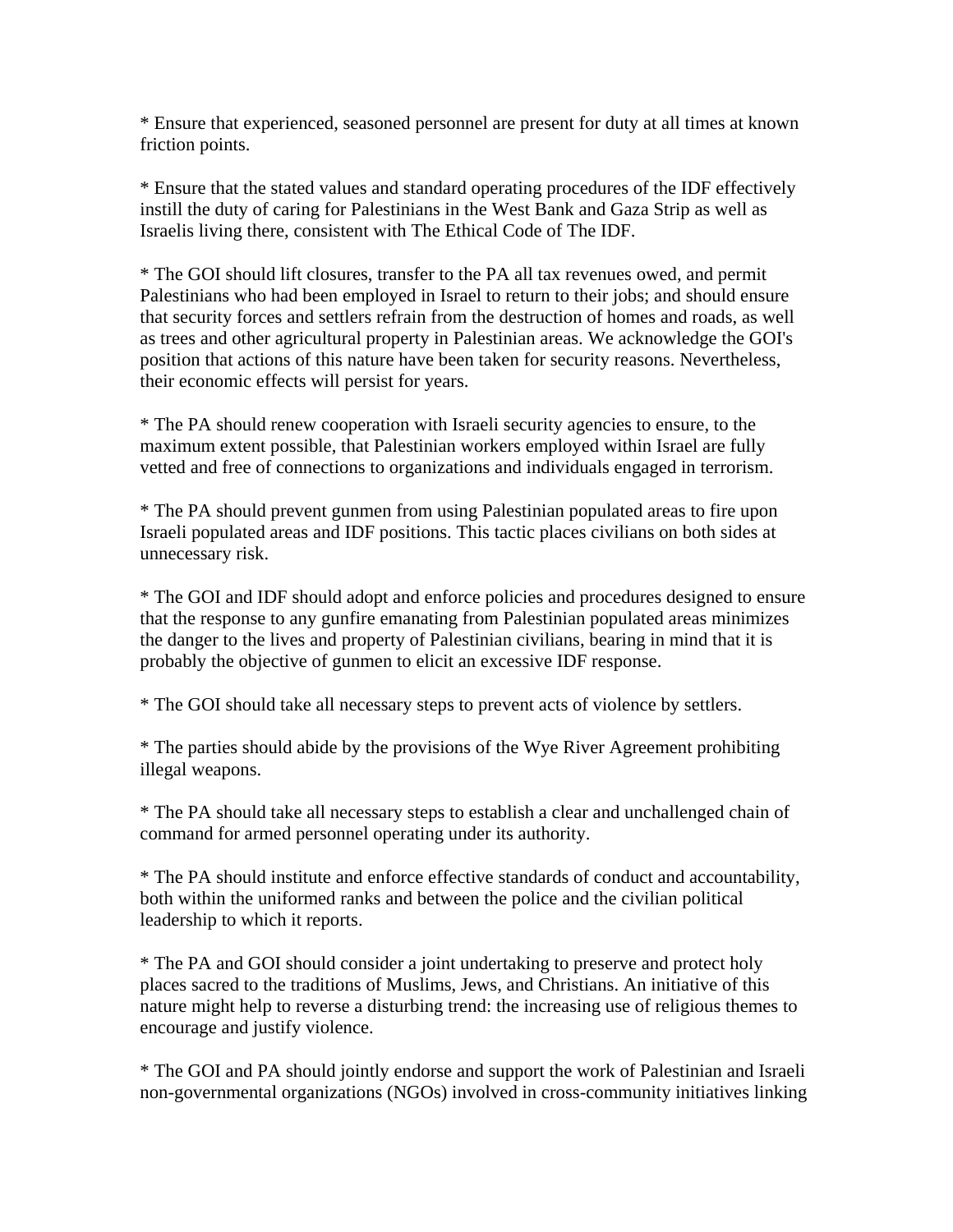* Ensure that experienced, seasoned personnel are present for duty at all times at known friction points.

* Ensure that the stated values and standard operating procedures of the IDF effectively instill the duty of caring for Palestinians in the West Bank and Gaza Strip as well as Israelis living there, consistent with The Ethical Code of The IDF.

* The GOI should lift closures, transfer to the PA all tax revenues owed, and permit Palestinians who had been employed in Israel to return to their jobs; and should ensure that security forces and settlers refrain from the destruction of homes and roads, as well as trees and other agricultural property in Palestinian areas. We acknowledge the GOI's position that actions of this nature have been taken for security reasons. Nevertheless, their economic effects will persist for years.

* The PA should renew cooperation with Israeli security agencies to ensure, to the maximum extent possible, that Palestinian workers employed within Israel are fully vetted and free of connections to organizations and individuals engaged in terrorism.

* The PA should prevent gunmen from using Palestinian populated areas to fire upon Israeli populated areas and IDF positions. This tactic places civilians on both sides at unnecessary risk.

* The GOI and IDF should adopt and enforce policies and procedures designed to ensure that the response to any gunfire emanating from Palestinian populated areas minimizes the danger to the lives and property of Palestinian civilians, bearing in mind that it is probably the objective of gunmen to elicit an excessive IDF response.

* The GOI should take all necessary steps to prevent acts of violence by settlers.

* The parties should abide by the provisions of the Wye River Agreement prohibiting illegal weapons.

* The PA should take all necessary steps to establish a clear and unchallenged chain of command for armed personnel operating under its authority.

* The PA should institute and enforce effective standards of conduct and accountability, both within the uniformed ranks and between the police and the civilian political leadership to which it reports.

* The PA and GOI should consider a joint undertaking to preserve and protect holy places sacred to the traditions of Muslims, Jews, and Christians. An initiative of this nature might help to reverse a disturbing trend: the increasing use of religious themes to encourage and justify violence.

* The GOI and PA should jointly endorse and support the work of Palestinian and Israeli non-governmental organizations (NGOs) involved in cross-community initiatives linking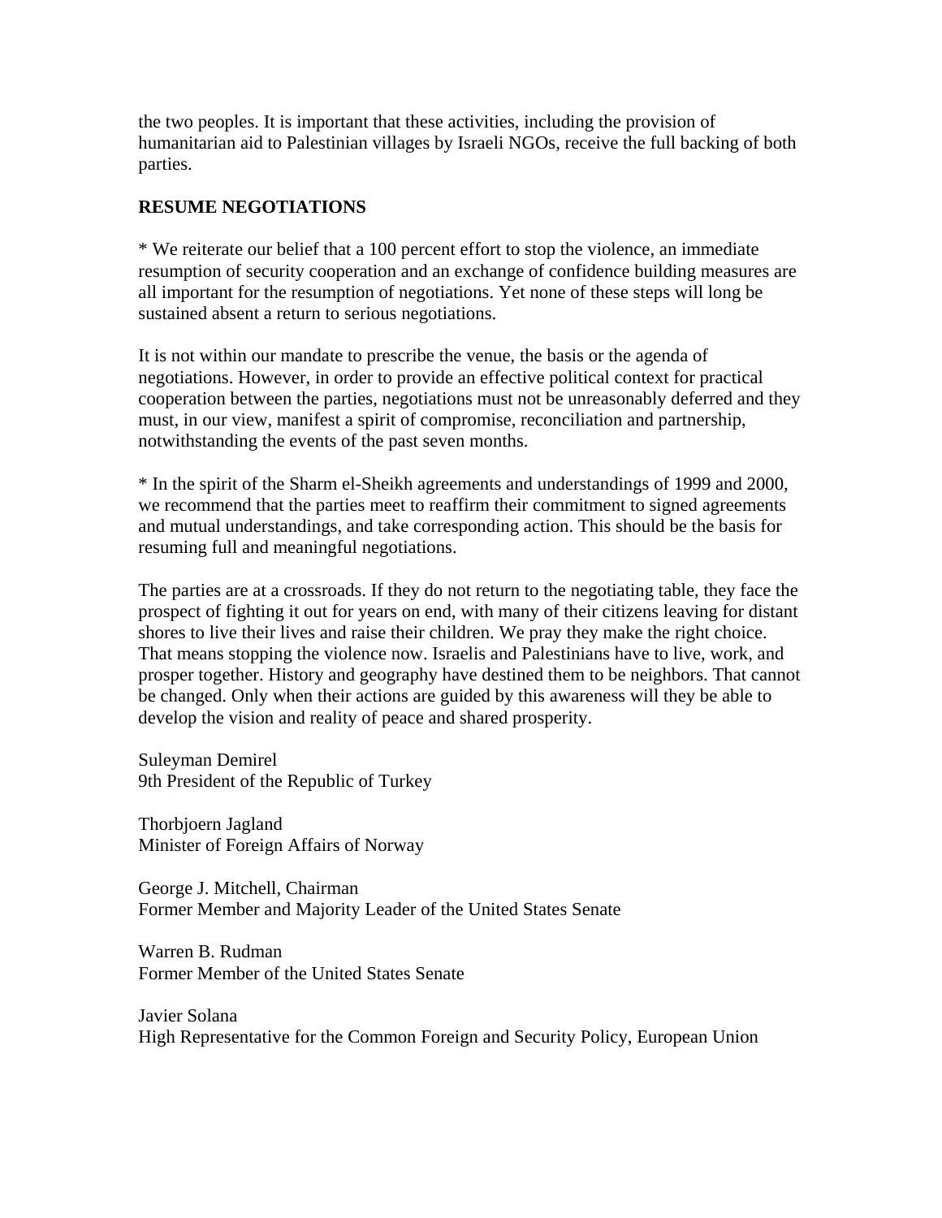the two peoples. It is important that these activities, including the provision of humanitarian aid to Palestinian villages by Israeli NGOs, receive the full backing of both parties.

**RESUME NEGOTIATIONS**

* We reiterate our belief that a 100 percent effort to stop the violence, an immediate resumption of security cooperation and an exchange of confidence building measures are all important for the resumption of negotiations. Yet none of these steps will long be sustained absent a return to serious negotiations.

It is not within our mandate to prescribe the venue, the basis or the agenda of negotiations. However, in order to provide an effective political context for practical cooperation between the parties, negotiations must not be unreasonably deferred and they must, in our view, manifest a spirit of compromise, reconciliation and partnership, notwithstanding the events of the past seven months.

* In the spirit of the Sharm el-Sheikh agreements and understandings of 1999 and 2000, we recommend that the parties meet to reaffirm their commitment to signed agreements and mutual understandings, and take corresponding action. This should be the basis for resuming full and meaningful negotiations.

The parties are at a crossroads. If they do not return to the negotiating table, they face the prospect of fighting it out for years on end, with many of their citizens leaving for distant shores to live their lives and raise their children. We pray they make the right choice. That means stopping the violence now. Israelis and Palestinians have to live, work, and prosper together. History and geography have destined them to be neighbors. That cannot be changed. Only when their actions are guided by this awareness will they be able to develop the vision and reality of peace and shared prosperity.

Suleyman Demirel
9th President of the Republic of Turkey

Thorbjoern Jagland
Minister of Foreign Affairs of Norway

George J. Mitchell, Chairman
Former Member and Majority Leader of the United States Senate

Warren B. Rudman
Former Member of the United States Senate

Javier Solana
High Representative for the Common Foreign and Security Policy, European Union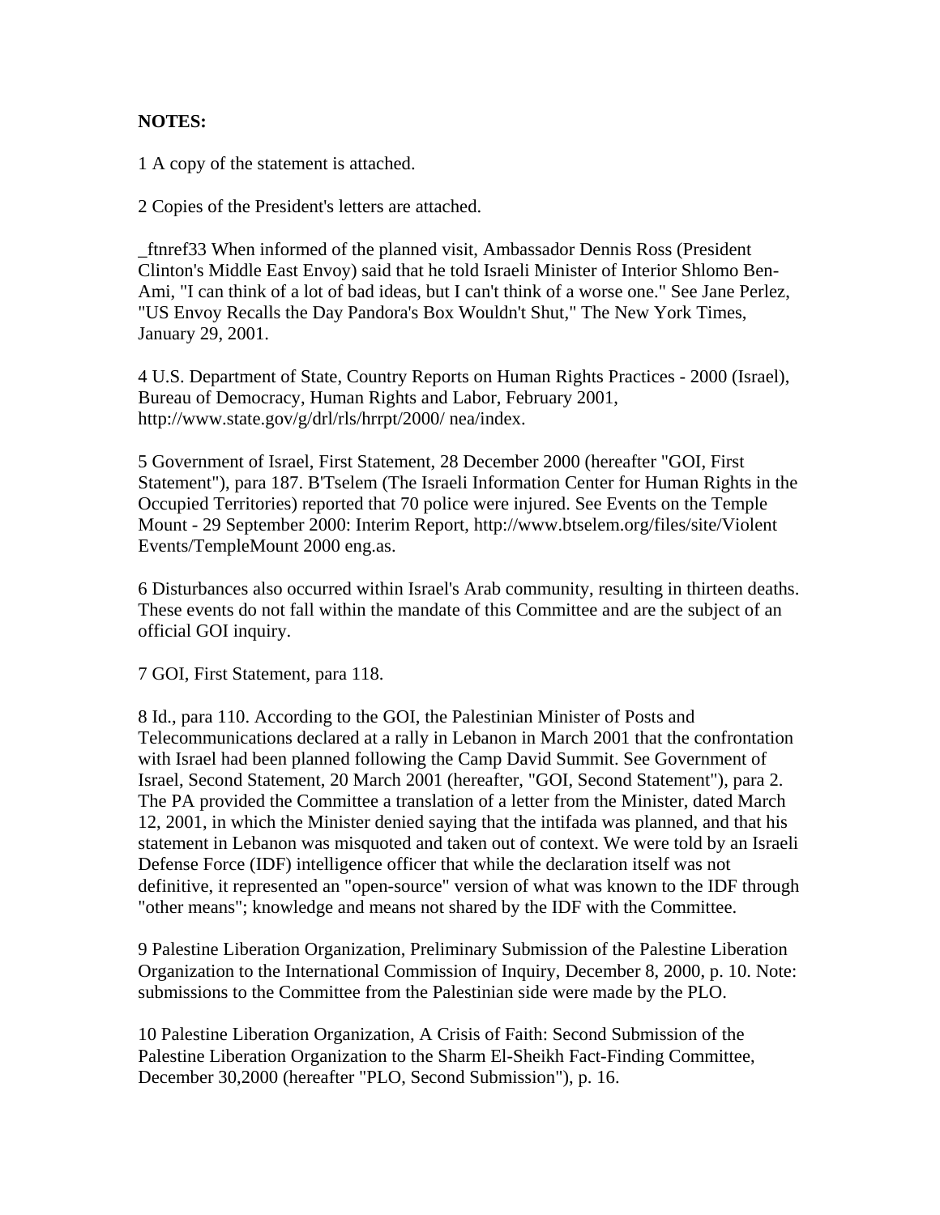**NOTES:**

1 A copy of the statement is attached.

2 Copies of the President's letters are attached.

_ftnref33 When informed of the planned visit, Ambassador Dennis Ross (President Clinton's Middle East Envoy) said that he told Israeli Minister of Interior Shlomo Ben-Ami, "I can think of a lot of bad ideas, but I can't think of a worse one." See Jane Perlez, "US Envoy Recalls the Day Pandora's Box Wouldn't Shut," The New York Times, January 29, 2001.

4 U.S. Department of State, Country Reports on Human Rights Practices - 2000 (Israel), Bureau of Democracy, Human Rights and Labor, February 2001, http://www.state.gov/g/drl/rls/hrrpt/2000/ nea/index.

5 Government of Israel, First Statement, 28 December 2000 (hereafter "GOI, First Statement"), para 187. B'Tselem (The Israeli Information Center for Human Rights in the Occupied Territories) reported that 70 police were injured. See Events on the Temple Mount - 29 September 2000: Interim Report, http://www.btselem.org/files/site/Violent Events/TempleMount 2000 eng.as.

6 Disturbances also occurred within Israel's Arab community, resulting in thirteen deaths. These events do not fall within the mandate of this Committee and are the subject of an official GOI inquiry.

7 GOI, First Statement, para 118.

8 Id., para 110. According to the GOI, the Palestinian Minister of Posts and Telecommunications declared at a rally in Lebanon in March 2001 that the confrontation with Israel had been planned following the Camp David Summit. See Government of Israel, Second Statement, 20 March 2001 (hereafter, "GOI, Second Statement"), para 2. The PA provided the Committee a translation of a letter from the Minister, dated March 12, 2001, in which the Minister denied saying that the intifada was planned, and that his statement in Lebanon was misquoted and taken out of context. We were told by an Israeli Defense Force (IDF) intelligence officer that while the declaration itself was not definitive, it represented an "open-source" version of what was known to the IDF through "other means"; knowledge and means not shared by the IDF with the Committee.

9 Palestine Liberation Organization, Preliminary Submission of the Palestine Liberation Organization to the International Commission of Inquiry, December 8, 2000, p. 10. Note: submissions to the Committee from the Palestinian side were made by the PLO.

10 Palestine Liberation Organization, A Crisis of Faith: Second Submission of the Palestine Liberation Organization to the Sharm El-Sheikh Fact-Finding Committee, December 30,2000 (hereafter "PLO, Second Submission"), p. 16.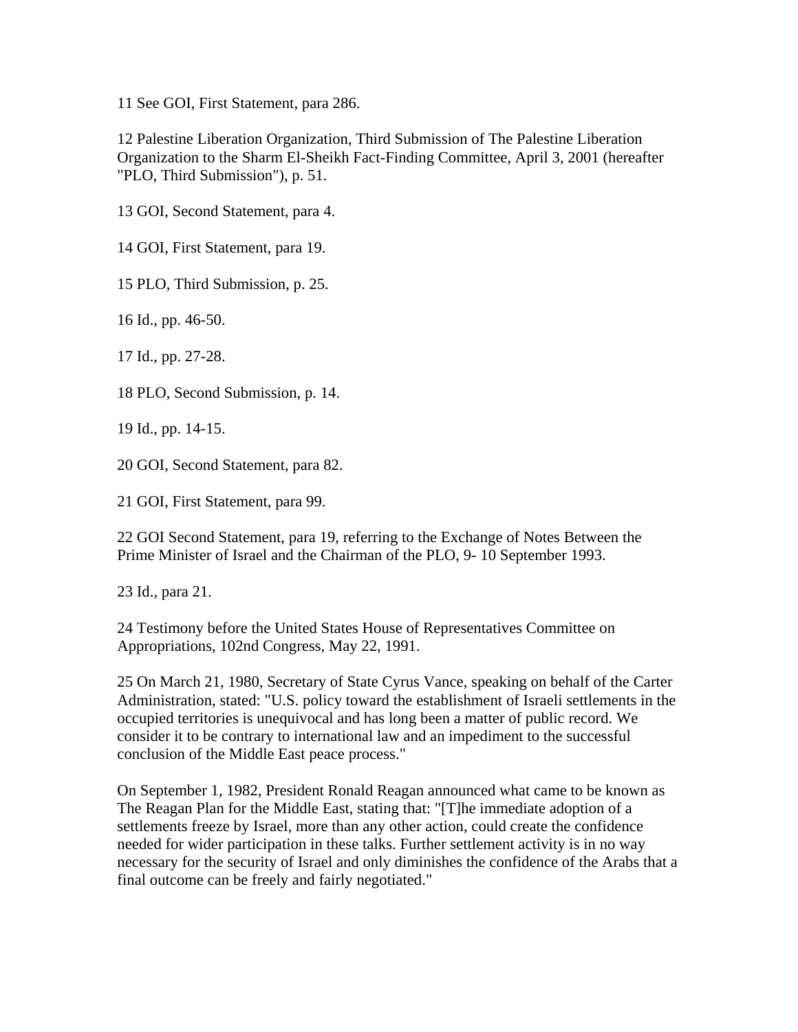11 See GOI, First Statement, para 286.

12 Palestine Liberation Organization, Third Submission of The Palestine Liberation Organization to the Sharm El-Sheikh Fact-Finding Committee, April 3, 2001 (hereafter "PLO, Third Submission"), p. 51.

13 GOI, Second Statement, para 4.

14 GOI, First Statement, para 19.

15 PLO, Third Submission, p. 25.

16 Id., pp. 46-50.

17 Id., pp. 27-28.

18 PLO, Second Submission, p. 14.

19 Id., pp. 14-15.

20 GOI, Second Statement, para 82.

21 GOI, First Statement, para 99.

22 GOI Second Statement, para 19, referring to the Exchange of Notes Between the Prime Minister of Israel and the Chairman of the PLO, 9- 10 September 1993.

23 Id., para 21.

24 Testimony before the United States House of Representatives Committee on Appropriations, 102nd Congress, May 22, 1991.

25 On March 21, 1980, Secretary of State Cyrus Vance, speaking on behalf of the Carter Administration, stated: "U.S. policy toward the establishment of Israeli settlements in the occupied territories is unequivocal and has long been a matter of public record. We consider it to be contrary to international law and an impediment to the successful conclusion of the Middle East peace process."

On September 1, 1982, President Ronald Reagan announced what came to be known as The Reagan Plan for the Middle East, stating that: "[T]he immediate adoption of a settlements freeze by Israel, more than any other action, could create the confidence needed for wider participation in these talks. Further settlement activity is in no way necessary for the security of Israel and only diminishes the confidence of the Arabs that a final outcome can be freely and fairly negotiated."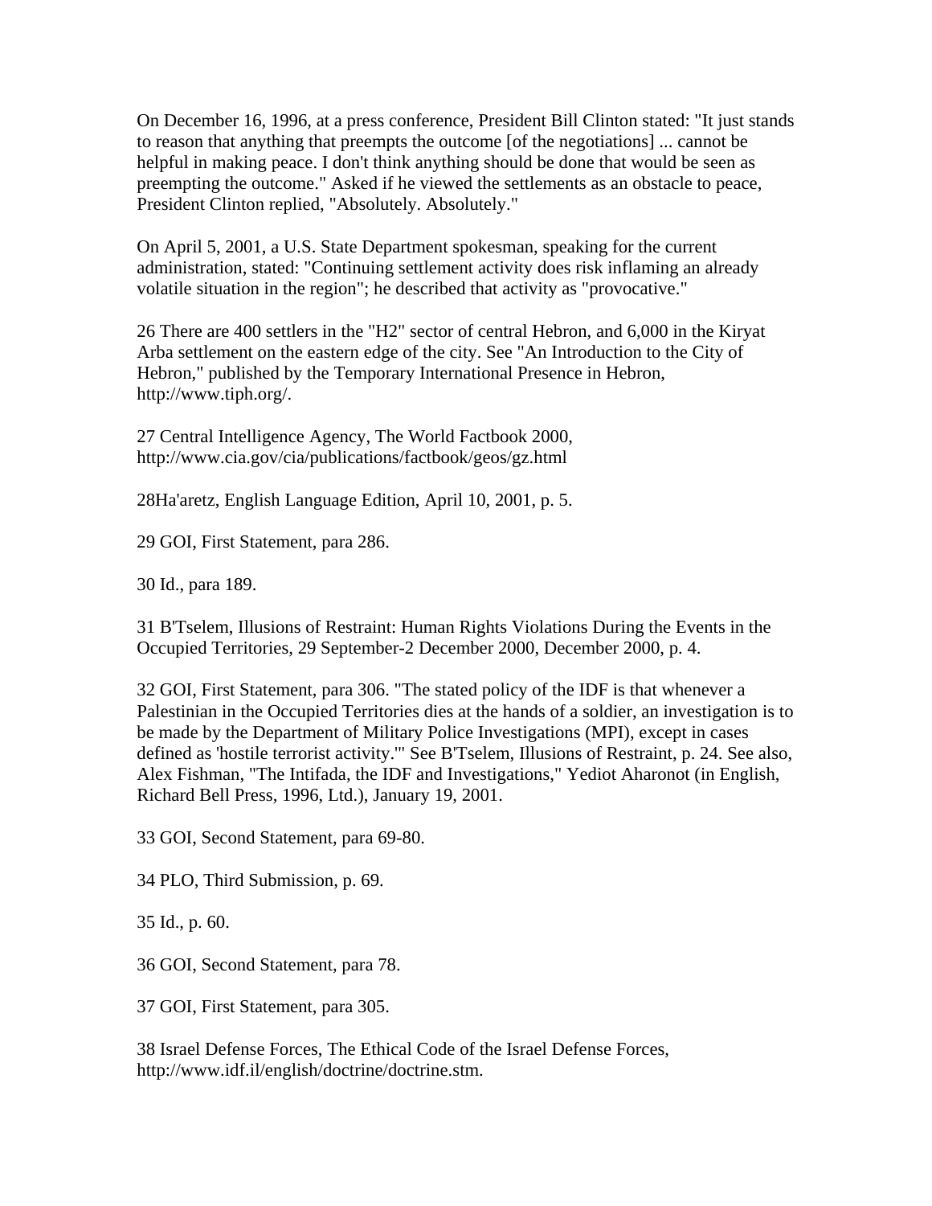On December 16, 1996, at a press conference, President Bill Clinton stated: "It just stands to reason that anything that preempts the outcome [of the negotiations] ... cannot be helpful in making peace. I don't think anything should be done that would be seen as preempting the outcome." Asked if he viewed the settlements as an obstacle to peace, President Clinton replied, "Absolutely. Absolutely."

On April 5, 2001, a U.S. State Department spokesman, speaking for the current administration, stated: "Continuing settlement activity does risk inflaming an already volatile situation in the region"; he described that activity as "provocative."

26 There are 400 settlers in the "H2" sector of central Hebron, and 6,000 in the Kiryat Arba settlement on the eastern edge of the city. See "An Introduction to the City of Hebron," published by the Temporary International Presence in Hebron, http://www.tiph.org/.

27 Central Intelligence Agency, The World Factbook 2000, http://www.cia.gov/cia/publications/factbook/geos/gz.html

28Ha'aretz, English Language Edition, April 10, 2001, p. 5.

29 GOI, First Statement, para 286.

30 Id., para 189.

31 B'Tselem, Illusions of Restraint: Human Rights Violations During the Events in the Occupied Territories, 29 September-2 December 2000, December 2000, p. 4.

32 GOI, First Statement, para 306. "The stated policy of the IDF is that whenever a Palestinian in the Occupied Territories dies at the hands of a soldier, an investigation is to be made by the Department of Military Police Investigations (MPI), except in cases defined as 'hostile terrorist activity.'" See B'Tselem, Illusions of Restraint, p. 24. See also, Alex Fishman, "The Intifada, the IDF and Investigations," Yediot Aharonot (in English, Richard Bell Press, 1996, Ltd.), January 19, 2001.

33 GOI, Second Statement, para 69-80.

34 PLO, Third Submission, p. 69.

35 Id., p. 60.

36 GOI, Second Statement, para 78.

37 GOI, First Statement, para 305.

38 Israel Defense Forces, The Ethical Code of the Israel Defense Forces, http://www.idf.il/english/doctrine/doctrine.stm.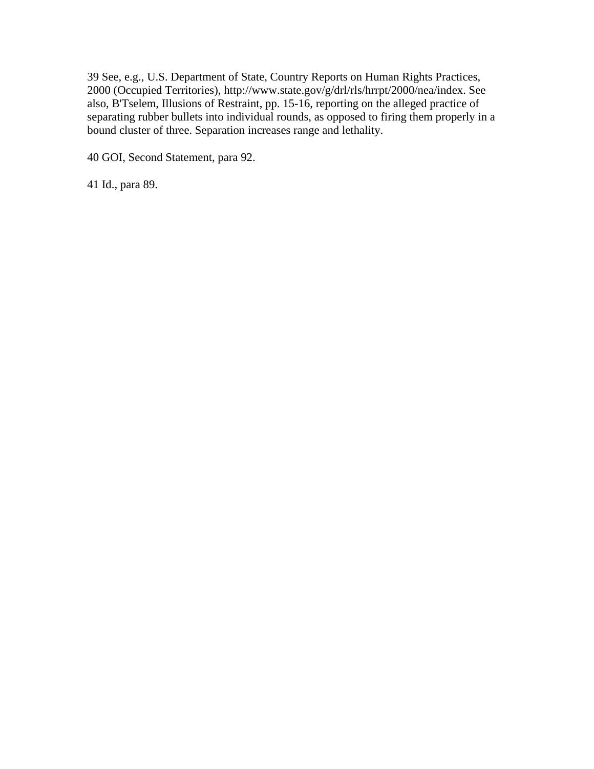39 See, e.g., U.S. Department of State, Country Reports on Human Rights Practices, 2000 (Occupied Territories), http://www.state.gov/g/drl/rls/hrrpt/2000/nea/index. See also, B'Tselem, Illusions of Restraint, pp. 15-16, reporting on the alleged practice of separating rubber bullets into individual rounds, as opposed to firing them properly in a bound cluster of three. Separation increases range and lethality.

40 GOI, Second Statement, para 92.

41 Id., para 89.